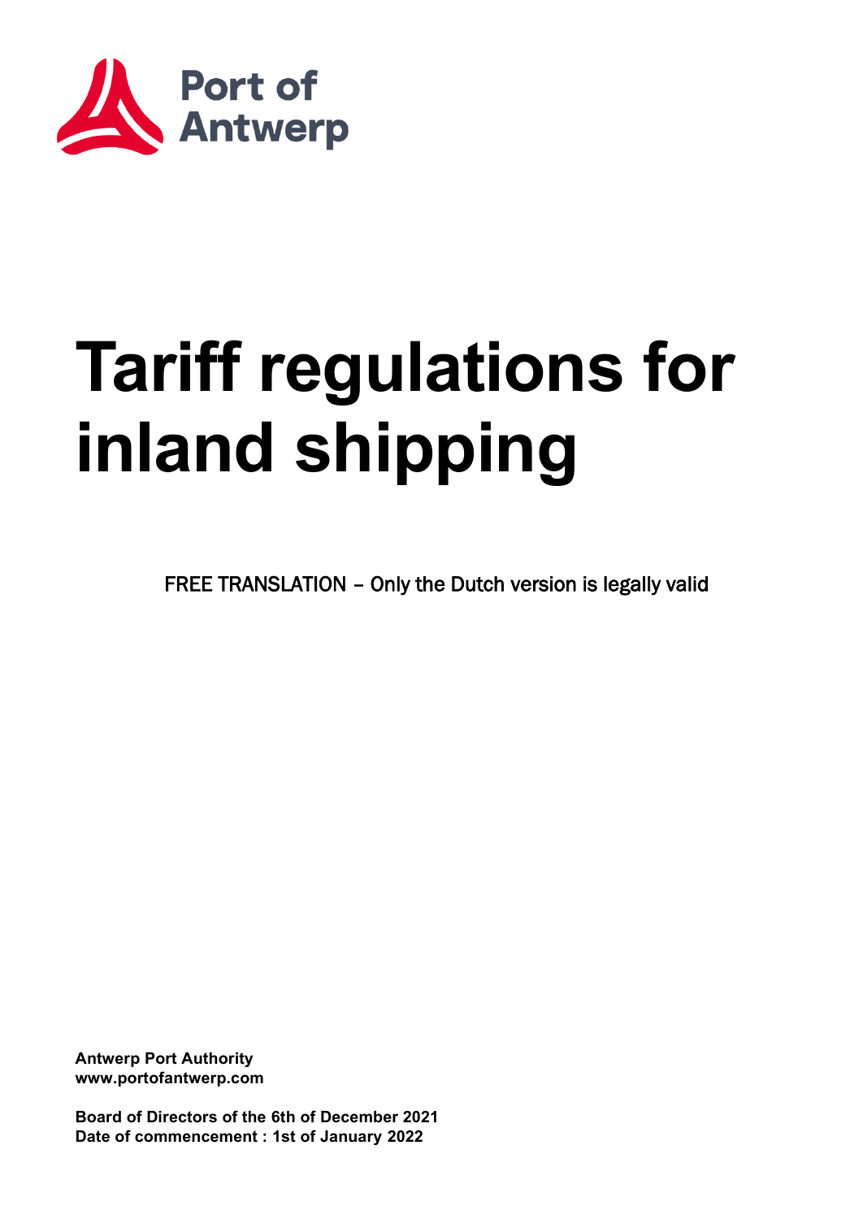Port of Antwerp

# Tariff regulations for inland shipping

FREE TRANSLATION – Only the Dutch version is legally valid

**Antwerp Port Authority**
**www.portofantwerp.com**

**Board of Directors of the 6th of December 2021**
**Date of commencement : 1st of January 2022**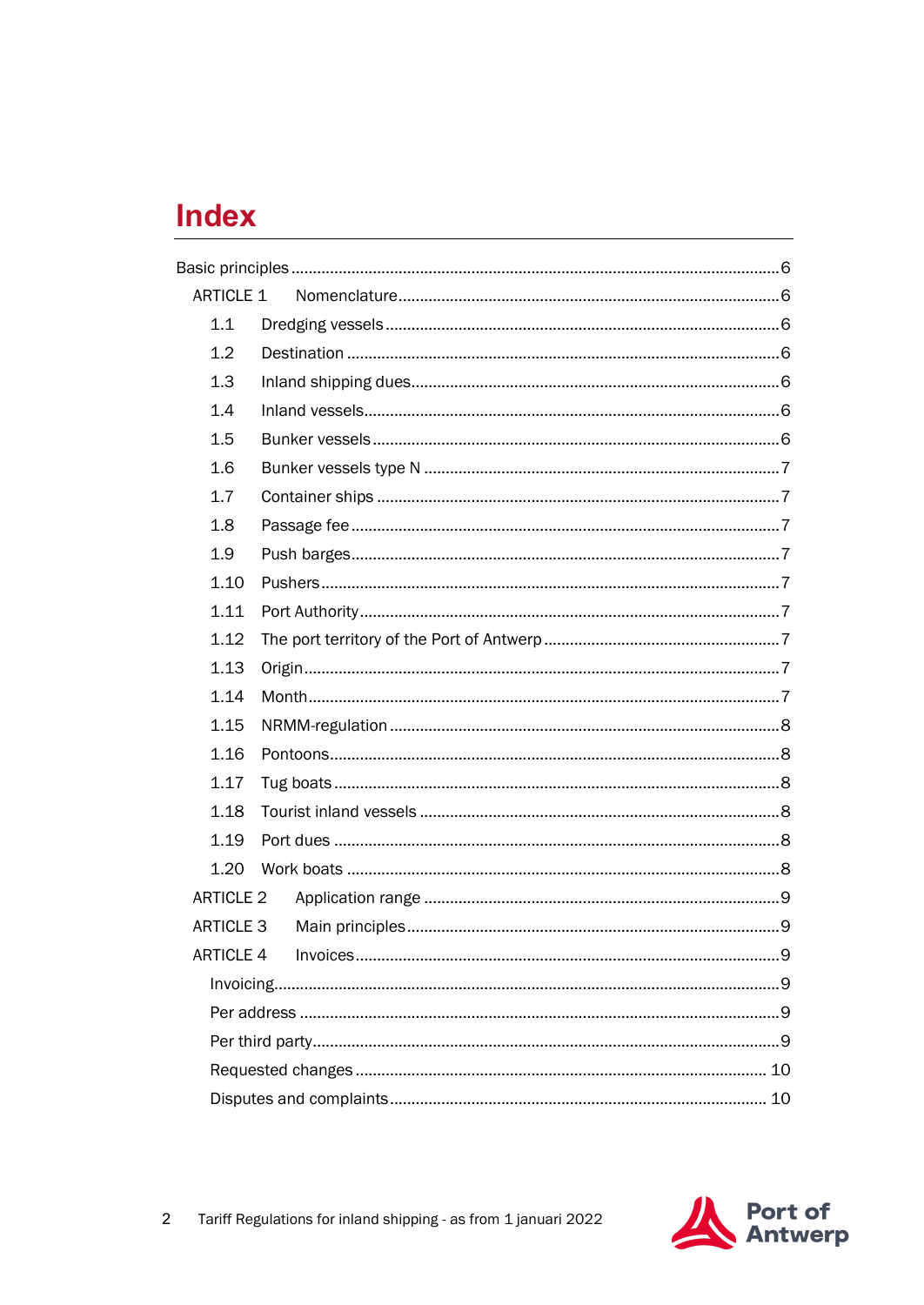# Index

Basic principles ... 6

- ARTICLE 1 Nomenclature ... 6
  - 1.1 Dredging vessels ... 6
  - 1.2 Destination ... 6
  - 1.3 Inland shipping dues ... 6
  - 1.4 Inland vessels ... 6
  - 1.5 Bunker vessels ... 6
  - 1.6 Bunker vessels type N ... 7
  - 1.7 Container ships ... 7
  - 1.8 Passage fee ... 7
  - 1.9 Push barges ... 7
  - 1.10 Pushers ... 7
  - 1.11 Port Authority ... 7
  - 1.12 The port territory of the Port of Antwerp ... 7
  - 1.13 Origin ... 7
  - 1.14 Month ... 7
  - 1.15 NRMM-regulation ... 8
  - 1.16 Pontoons ... 8
  - 1.17 Tug boats ... 8
  - 1.18 Tourist inland vessels ... 8
  - 1.19 Port dues ... 8
  - 1.20 Work boats ... 8
- ARTICLE 2 Application range ... 9
- ARTICLE 3 Main principles ... 9
- ARTICLE 4 Invoices ... 9
  - Invoicing ... 9
  - Per address ... 9
  - Per third party ... 9
  - Requested changes ... 10
  - Disputes and complaints ... 10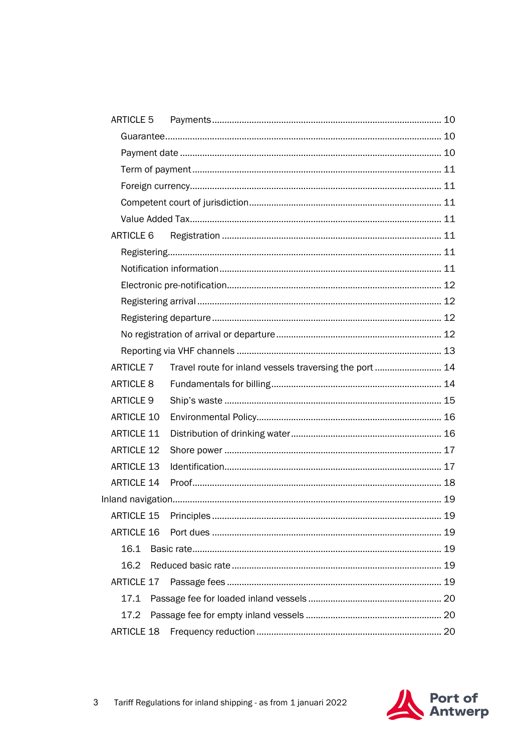ARTICLE 5 Payments ... 10

Guarantee ... 10

Payment date ... 10

Term of payment ... 11

Foreign currency ... 11

Competent court of jurisdiction ... 11

Value Added Tax ... 11

ARTICLE 6 Registration ... 11

Registering ... 11

Notification information ... 11

Electronic pre-notification ... 12

Registering arrival ... 12

Registering departure ... 12

No registration of arrival or departure ... 12

Reporting via VHF channels ... 13

ARTICLE 7 Travel route for inland vessels traversing the port ... 14

ARTICLE 8 Fundamentals for billing ... 14

ARTICLE 9 Ship's waste ... 15

ARTICLE 10 Environmental Policy ... 16

ARTICLE 11 Distribution of drinking water ... 16

ARTICLE 12 Shore power ... 17

ARTICLE 13 Identification ... 17

ARTICLE 14 Proof ... 18

Inland navigation ... 19

ARTICLE 15 Principles ... 19

ARTICLE 16 Port dues ... 19

16.1 Basic rate ... 19

16.2 Reduced basic rate ... 19

ARTICLE 17 Passage fees ... 19

17.1 Passage fee for loaded inland vessels ... 20

17.2 Passage fee for empty inland vessels ... 20

ARTICLE 18 Frequency reduction ... 20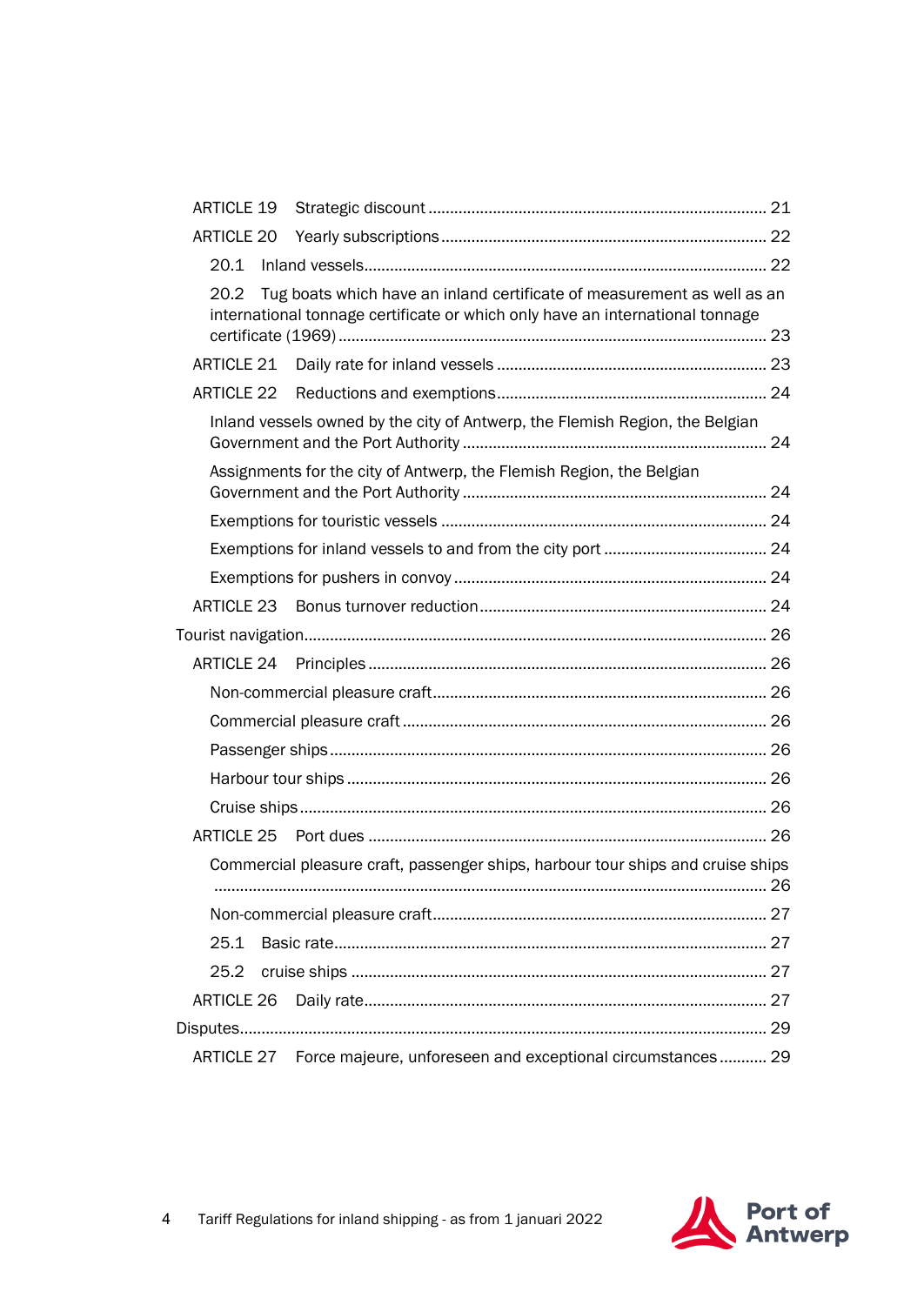ARTICLE 19 Strategic discount ........................................................................ 21

ARTICLE 20 Yearly subscriptions ........................................................................ 22

20.1 Inland vessels ........................................................................ 22

20.2 Tug boats which have an inland certificate of measurement as well as an international tonnage certificate or which only have an international tonnage certificate (1969) ........................................................................ 23

ARTICLE 21 Daily rate for inland vessels ........................................................................ 23

ARTICLE 22 Reductions and exemptions ........................................................................ 24

Inland vessels owned by the city of Antwerp, the Flemish Region, the Belgian Government and the Port Authority ........................................................................ 24

Assignments for the city of Antwerp, the Flemish Region, the Belgian Government and the Port Authority ........................................................................ 24

Exemptions for touristic vessels ........................................................................ 24

Exemptions for inland vessels to and from the city port ........................................................................ 24

Exemptions for pushers in convoy ........................................................................ 24

ARTICLE 23 Bonus turnover reduction ........................................................................ 24

Tourist navigation ........................................................................ 26

ARTICLE 24 Principles ........................................................................ 26

Non-commercial pleasure craft ........................................................................ 26

Commercial pleasure craft ........................................................................ 26

Passenger ships ........................................................................ 26

Harbour tour ships ........................................................................ 26

Cruise ships ........................................................................ 26

ARTICLE 25 Port dues ........................................................................ 26

Commercial pleasure craft, passenger ships, harbour tour ships and cruise ships ........................................................................ 26

Non-commercial pleasure craft ........................................................................ 27

25.1 Basic rate ........................................................................ 27

25.2 cruise ships ........................................................................ 27

ARTICLE 26 Daily rate ........................................................................ 27

Disputes ........................................................................ 29

ARTICLE 27 Force majeure, unforeseen and exceptional circumstances ........................................................................ 29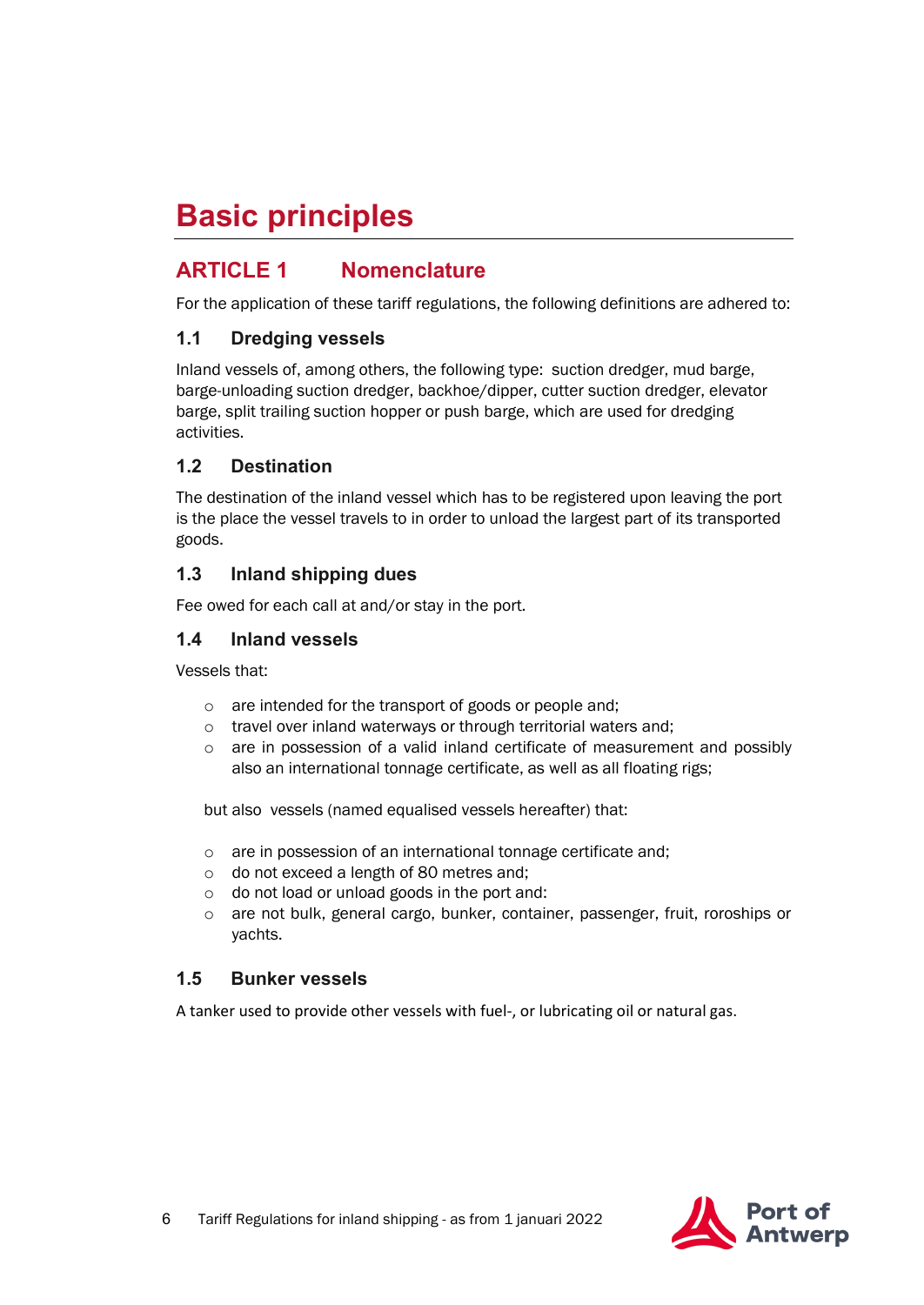# Basic principles

## ARTICLE 1 Nomenclature

For the application of these tariff regulations, the following definitions are adhered to:

### 1.1 Dredging vessels

Inland vessels of, among others, the following type: suction dredger, mud barge, barge-unloading suction dredger, backhoe/dipper, cutter suction dredger, elevator barge, split trailing suction hopper or push barge, which are used for dredging activities.

### 1.2 Destination

The destination of the inland vessel which has to be registered upon leaving the port is the place the vessel travels to in order to unload the largest part of its transported goods.

### 1.3 Inland shipping dues

Fee owed for each call at and/or stay in the port.

### 1.4 Inland vessels

Vessels that:

- are intended for the transport of goods or people and;
- travel over inland waterways or through territorial waters and;
- are in possession of a valid inland certificate of measurement and possibly also an international tonnage certificate, as well as all floating rigs;

but also vessels (named equalised vessels hereafter) that:

- are in possession of an international tonnage certificate and;
- do not exceed a length of 80 metres and;
- do not load or unload goods in the port and:
- are not bulk, general cargo, bunker, container, passenger, fruit, roroships or yachts.

### 1.5 Bunker vessels

A tanker used to provide other vessels with fuel-, or lubricating oil or natural gas.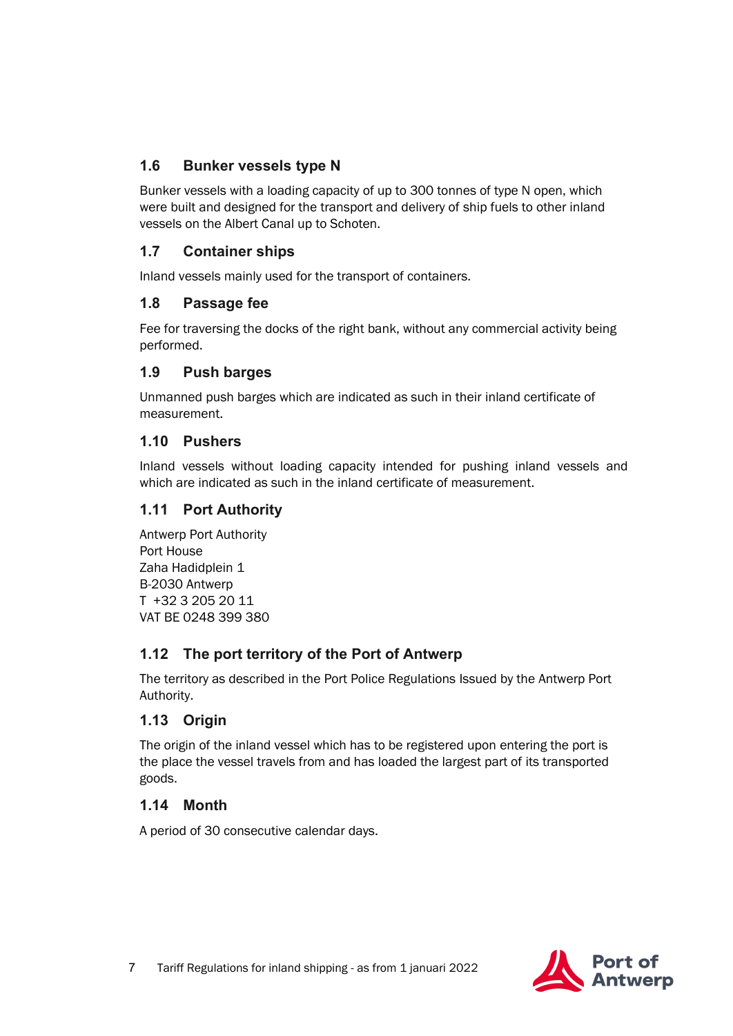### 1.6 Bunker vessels type N

Bunker vessels with a loading capacity of up to 300 tonnes of type N open, which were built and designed for the transport and delivery of ship fuels to other inland vessels on the Albert Canal up to Schoten.

### 1.7 Container ships

Inland vessels mainly used for the transport of containers.

### 1.8 Passage fee

Fee for traversing the docks of the right bank, without any commercial activity being performed.

### 1.9 Push barges

Unmanned push barges which are indicated as such in their inland certificate of measurement.

### 1.10 Pushers

Inland vessels without loading capacity intended for pushing inland vessels and which are indicated as such in the inland certificate of measurement.

### 1.11 Port Authority

Antwerp Port Authority
Port House
Zaha Hadidplein 1
B-2030 Antwerp
T +32 3 205 20 11
VAT BE 0248 399 380

### 1.12 The port territory of the Port of Antwerp

The territory as described in the Port Police Regulations Issued by the Antwerp Port Authority.

### 1.13 Origin

The origin of the inland vessel which has to be registered upon entering the port is the place the vessel travels from and has loaded the largest part of its transported goods.

### 1.14 Month

A period of 30 consecutive calendar days.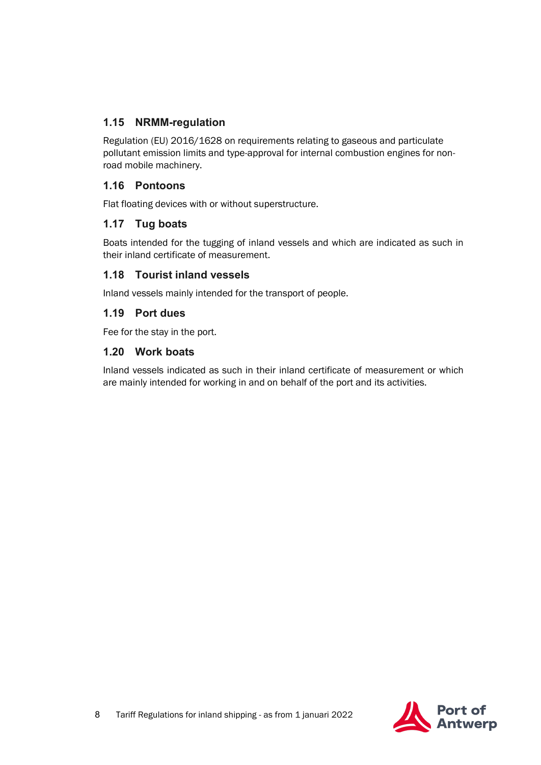### 1.15 NRMM-regulation

Regulation (EU) 2016/1628 on requirements relating to gaseous and particulate pollutant emission limits and type-approval for internal combustion engines for non-road mobile machinery.

### 1.16 Pontoons

Flat floating devices with or without superstructure.

### 1.17 Tug boats

Boats intended for the tugging of inland vessels and which are indicated as such in their inland certificate of measurement.

### 1.18 Tourist inland vessels

Inland vessels mainly intended for the transport of people.

### 1.19 Port dues

Fee for the stay in the port.

### 1.20 Work boats

Inland vessels indicated as such in their inland certificate of measurement or which are mainly intended for working in and on behalf of the port and its activities.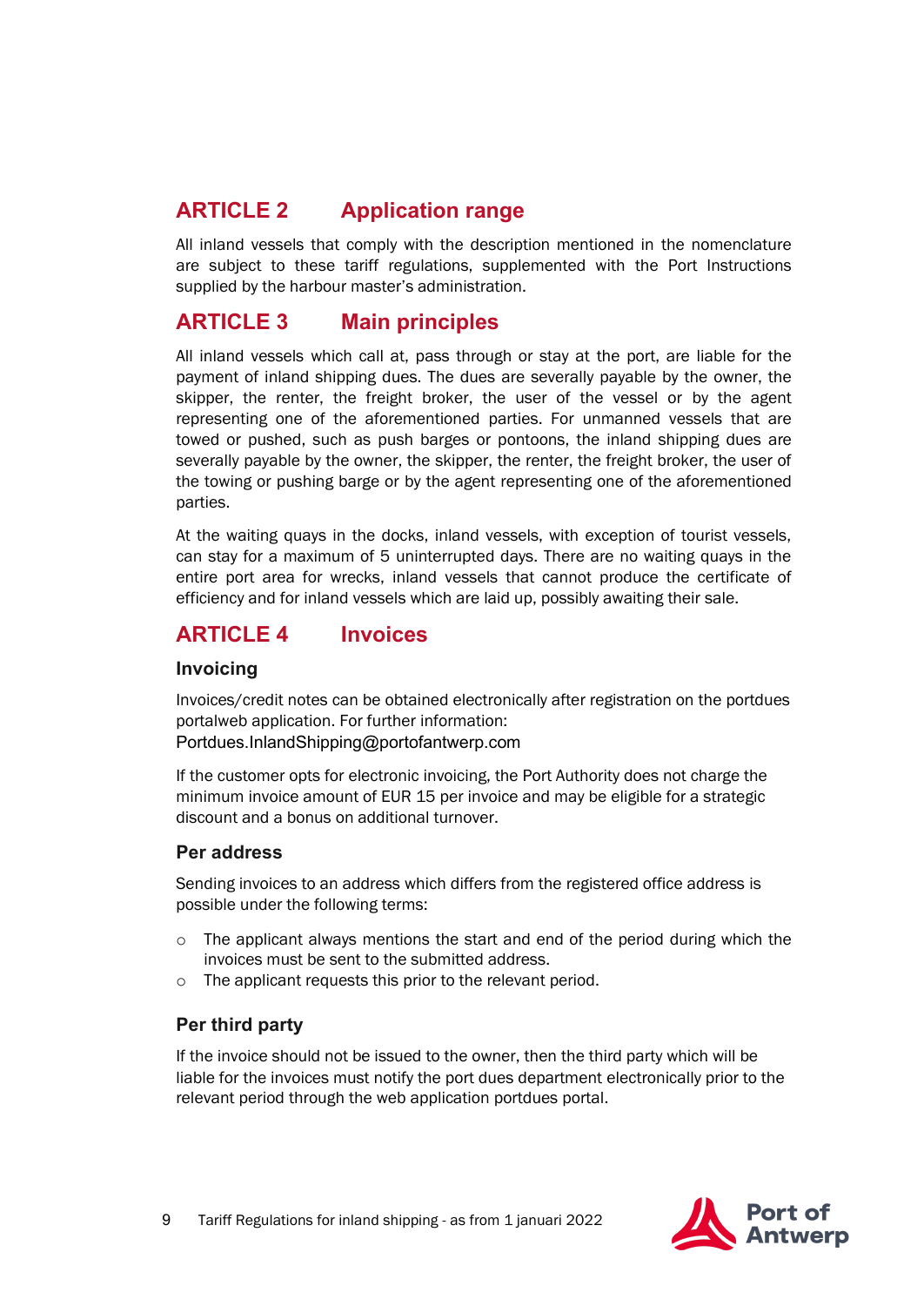## ARTICLE 2 Application range

All inland vessels that comply with the description mentioned in the nomenclature are subject to these tariff regulations, supplemented with the Port Instructions supplied by the harbour master's administration.

## ARTICLE 3 Main principles

All inland vessels which call at, pass through or stay at the port, are liable for the payment of inland shipping dues. The dues are severally payable by the owner, the skipper, the renter, the freight broker, the user of the vessel or by the agent representing one of the aforementioned parties. For unmanned vessels that are towed or pushed, such as push barges or pontoons, the inland shipping dues are severally payable by the owner, the skipper, the renter, the freight broker, the user of the towing or pushing barge or by the agent representing one of the aforementioned parties.

At the waiting quays in the docks, inland vessels, with exception of tourist vessels, can stay for a maximum of 5 uninterrupted days. There are no waiting quays in the entire port area for wrecks, inland vessels that cannot produce the certificate of efficiency and for inland vessels which are laid up, possibly awaiting their sale.

## ARTICLE 4 Invoices

### Invoicing

Invoices/credit notes can be obtained electronically after registration on the portdues portalweb application. For further information:
Portdues.InlandShipping@portofantwerp.com

If the customer opts for electronic invoicing, the Port Authority does not charge the minimum invoice amount of EUR 15 per invoice and may be eligible for a strategic discount and a bonus on additional turnover.

### Per address

Sending invoices to an address which differs from the registered office address is possible under the following terms:

- The applicant always mentions the start and end of the period during which the invoices must be sent to the submitted address.
- The applicant requests this prior to the relevant period.

### Per third party

If the invoice should not be issued to the owner, then the third party which will be liable for the invoices must notify the port dues department electronically prior to the relevant period through the web application portdues portal.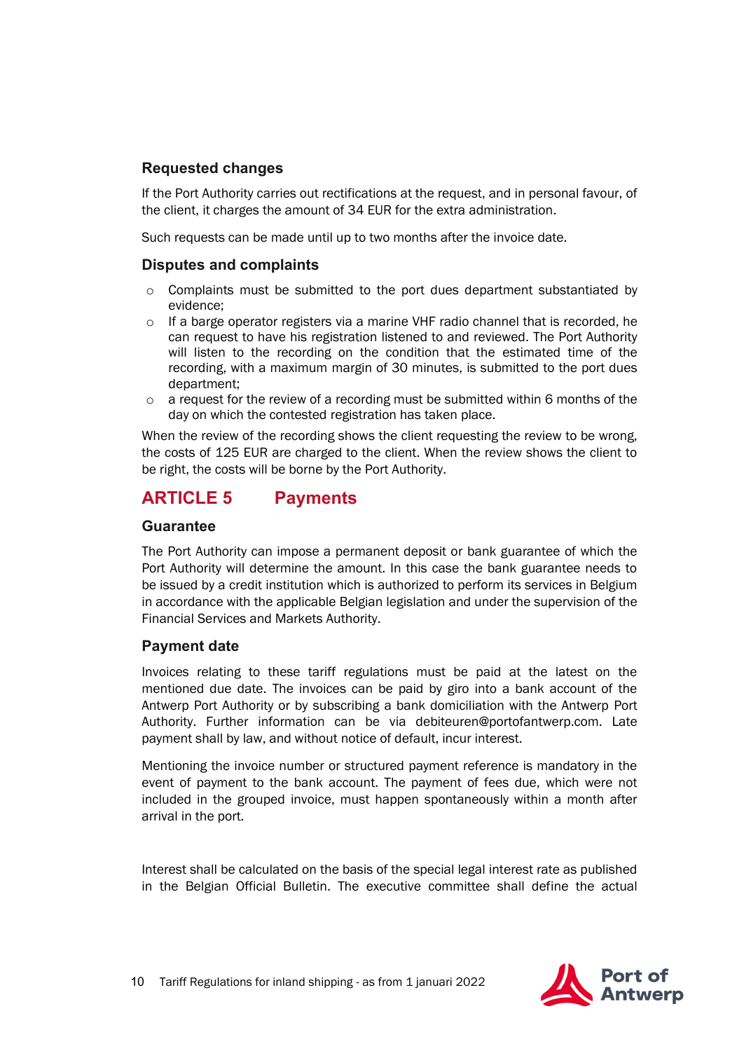### Requested changes

If the Port Authority carries out rectifications at the request, and in personal favour, of the client, it charges the amount of 34 EUR for the extra administration.

Such requests can be made until up to two months after the invoice date.

### Disputes and complaints

- Complaints must be submitted to the port dues department substantiated by evidence;
- If a barge operator registers via a marine VHF radio channel that is recorded, he can request to have his registration listened to and reviewed. The Port Authority will listen to the recording on the condition that the estimated time of the recording, with a maximum margin of 30 minutes, is submitted to the port dues department;
- a request for the review of a recording must be submitted within 6 months of the day on which the contested registration has taken place.

When the review of the recording shows the client requesting the review to be wrong, the costs of 125 EUR are charged to the client. When the review shows the client to be right, the costs will be borne by the Port Authority.

## ARTICLE 5 Payments

### Guarantee

The Port Authority can impose a permanent deposit or bank guarantee of which the Port Authority will determine the amount. In this case the bank guarantee needs to be issued by a credit institution which is authorized to perform its services in Belgium in accordance with the applicable Belgian legislation and under the supervision of the Financial Services and Markets Authority.

### Payment date

Invoices relating to these tariff regulations must be paid at the latest on the mentioned due date. The invoices can be paid by giro into a bank account of the Antwerp Port Authority or by subscribing a bank domiciliation with the Antwerp Port Authority. Further information can be via debiteuren@portofantwerp.com. Late payment shall by law, and without notice of default, incur interest.

Mentioning the invoice number or structured payment reference is mandatory in the event of payment to the bank account. The payment of fees due, which were not included in the grouped invoice, must happen spontaneously within a month after arrival in the port.

Interest shall be calculated on the basis of the special legal interest rate as published in the Belgian Official Bulletin. The executive committee shall define the actual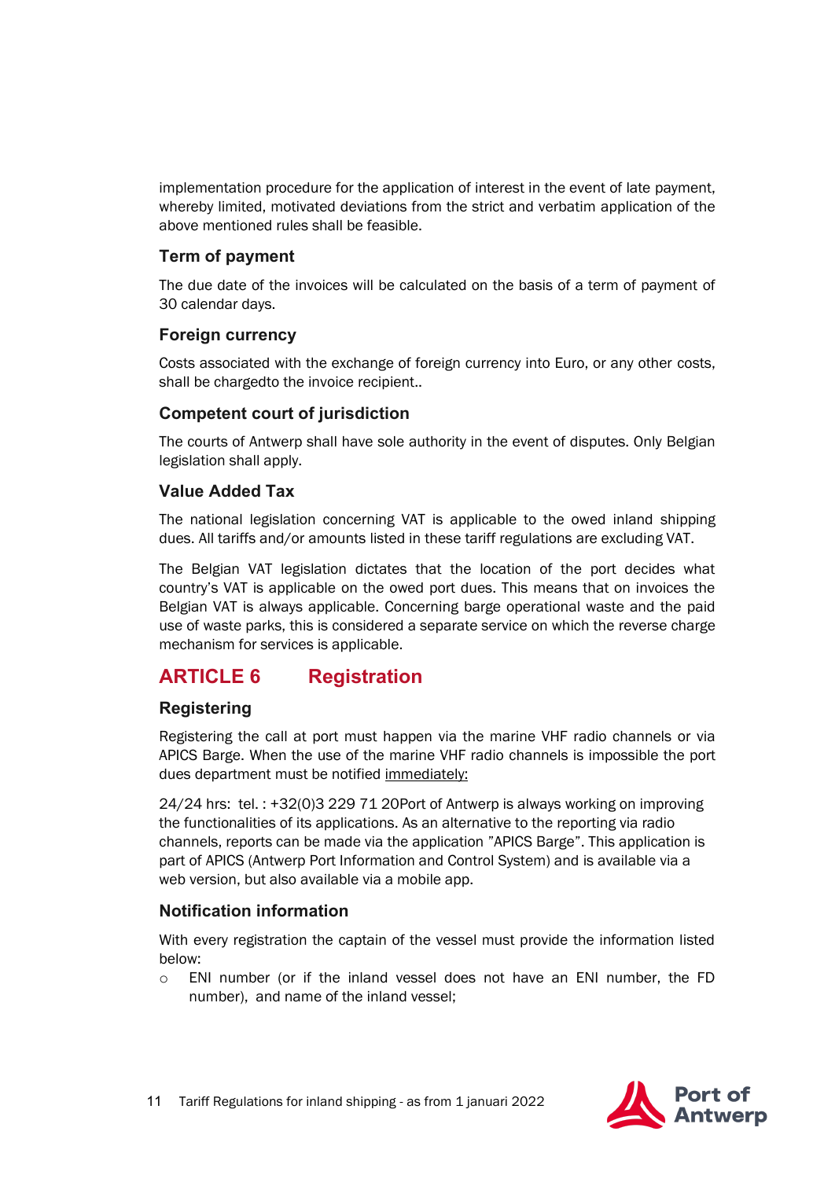implementation procedure for the application of interest in the event of late payment, whereby limited, motivated deviations from the strict and verbatim application of the above mentioned rules shall be feasible.

### Term of payment

The due date of the invoices will be calculated on the basis of a term of payment of 30 calendar days.

### Foreign currency

Costs associated with the exchange of foreign currency into Euro, or any other costs, shall be chargedto the invoice recipient..

### Competent court of jurisdiction

The courts of Antwerp shall have sole authority in the event of disputes. Only Belgian legislation shall apply.

### Value Added Tax

The national legislation concerning VAT is applicable to the owed inland shipping dues. All tariffs and/or amounts listed in these tariff regulations are excluding VAT.

The Belgian VAT legislation dictates that the location of the port decides what country's VAT is applicable on the owed port dues. This means that on invoices the Belgian VAT is always applicable. Concerning barge operational waste and the paid use of waste parks, this is considered a separate service on which the reverse charge mechanism for services is applicable.

## ARTICLE 6 Registration

### Registering

Registering the call at port must happen via the marine VHF radio channels or via APICS Barge. When the use of the marine VHF radio channels is impossible the port dues department must be notified immediately:

24/24 hrs: tel. : +32(0)3 229 71 20Port of Antwerp is always working on improving the functionalities of its applications. As an alternative to the reporting via radio channels, reports can be made via the application "APICS Barge". This application is part of APICS (Antwerp Port Information and Control System) and is available via a web version, but also available via a mobile app.

### Notification information

With every registration the captain of the vessel must provide the information listed below:

- ENI number (or if the inland vessel does not have an ENI number, the FD number), and name of the inland vessel;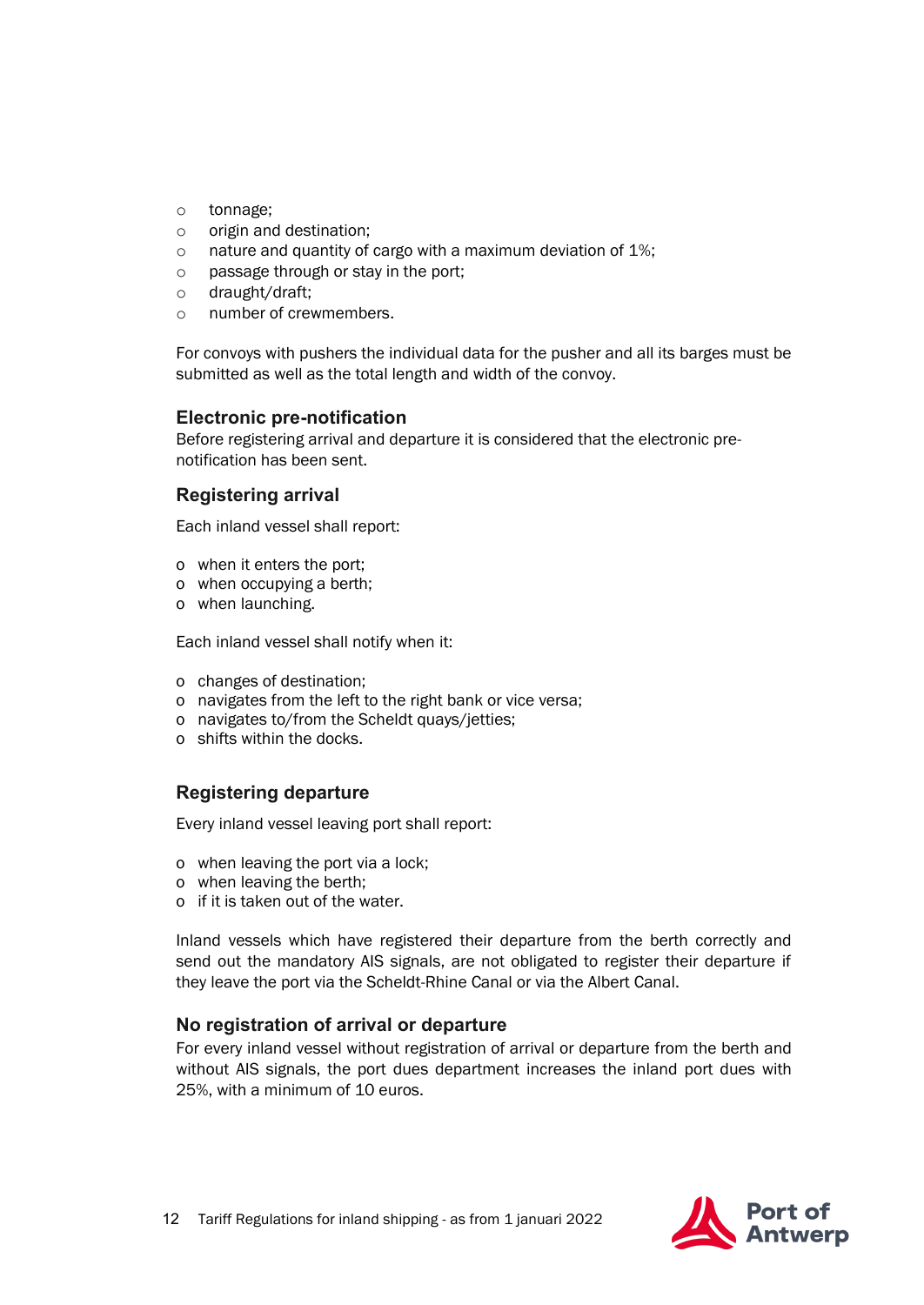- tonnage;
- origin and destination;
- nature and quantity of cargo with a maximum deviation of 1%;
- passage through or stay in the port;
- draught/draft;
- number of crewmembers.

For convoys with pushers the individual data for the pusher and all its barges must be submitted as well as the total length and width of the convoy.

### Electronic pre-notification

Before registering arrival and departure it is considered that the electronic pre-notification has been sent.

### Registering arrival

Each inland vessel shall report:

- when it enters the port;
- when occupying a berth;
- when launching.

Each inland vessel shall notify when it:

- changes of destination;
- navigates from the left to the right bank or vice versa;
- navigates to/from the Scheldt quays/jetties;
- shifts within the docks.

### Registering departure

Every inland vessel leaving port shall report:

- when leaving the port via a lock;
- when leaving the berth;
- if it is taken out of the water.

Inland vessels which have registered their departure from the berth correctly and send out the mandatory AIS signals, are not obligated to register their departure if they leave the port via the Scheldt-Rhine Canal or via the Albert Canal.

### No registration of arrival or departure

For every inland vessel without registration of arrival or departure from the berth and without AIS signals, the port dues department increases the inland port dues with 25%, with a minimum of 10 euros.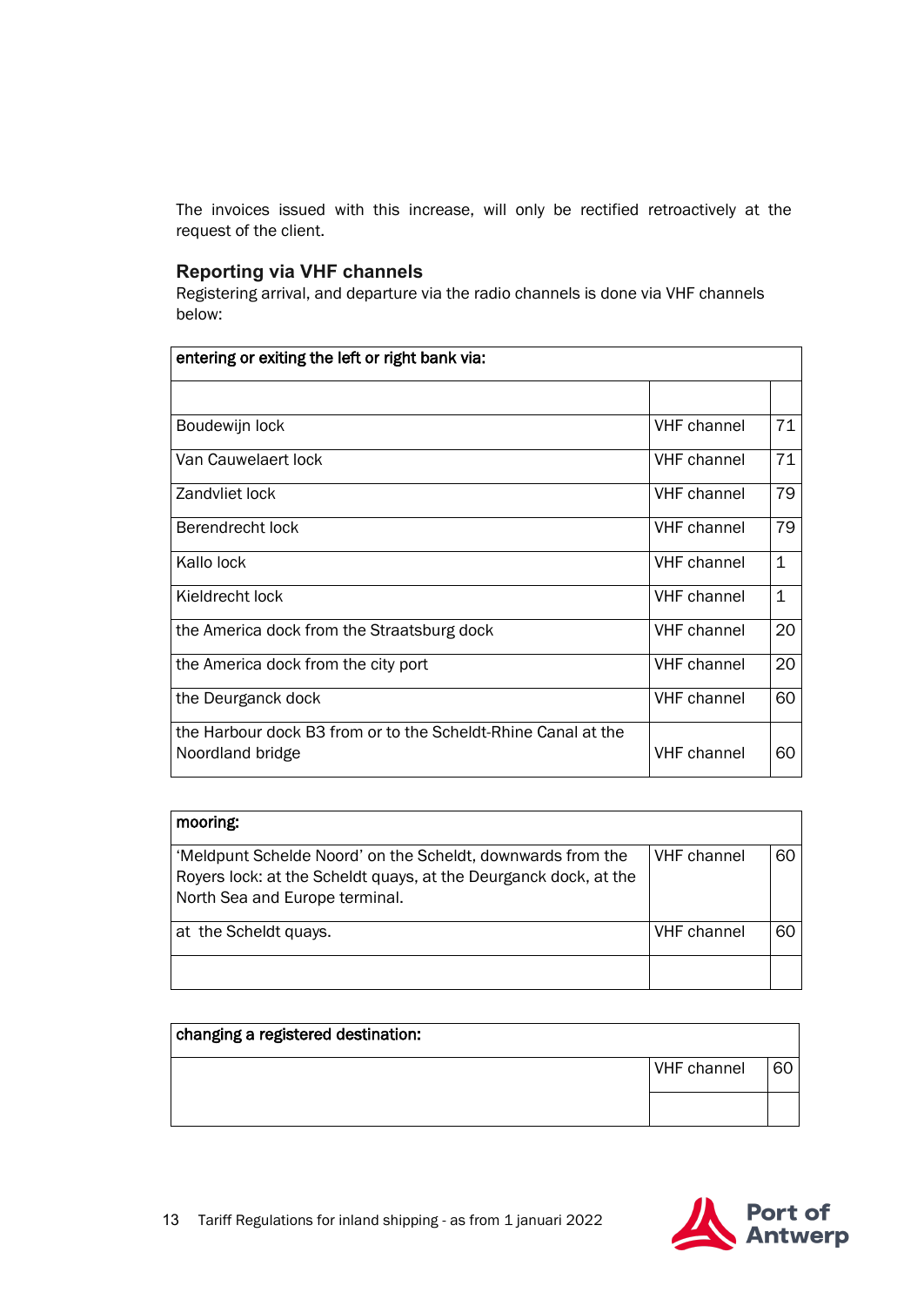The invoices issued with this increase, will only be rectified retroactively at the request of the client.

### Reporting via VHF channels

Registering arrival, and departure via the radio channels is done via VHF channels below:

| entering or exiting the left or right bank via: | | |
|---|---|---|
| | | |
| Boudewijn lock | VHF channel | 71 |
| Van Cauwelaert lock | VHF channel | 71 |
| Zandvliet lock | VHF channel | 79 |
| Berendrecht lock | VHF channel | 79 |
| Kallo lock | VHF channel | 1 |
| Kieldrecht lock | VHF channel | 1 |
| the America dock from the Straatsburg dock | VHF channel | 20 |
| the America dock from the city port | VHF channel | 20 |
| the Deurganck dock | VHF channel | 60 |
| the Harbour dock B3 from or to the Scheldt-Rhine Canal at the Noordland bridge | VHF channel | 60 |

| mooring: | | |
|---|---|---|
| 'Meldpunt Schelde Noord' on the Scheldt, downwards from the Royers lock: at the Scheldt quays, at the Deurganck dock, at the North Sea and Europe terminal. | VHF channel | 60 |
| at the Scheldt quays. | VHF channel | 60 |
| | | |

| changing a registered destination: | | |
|---|---|---|
| | VHF channel | 60 |
| | | |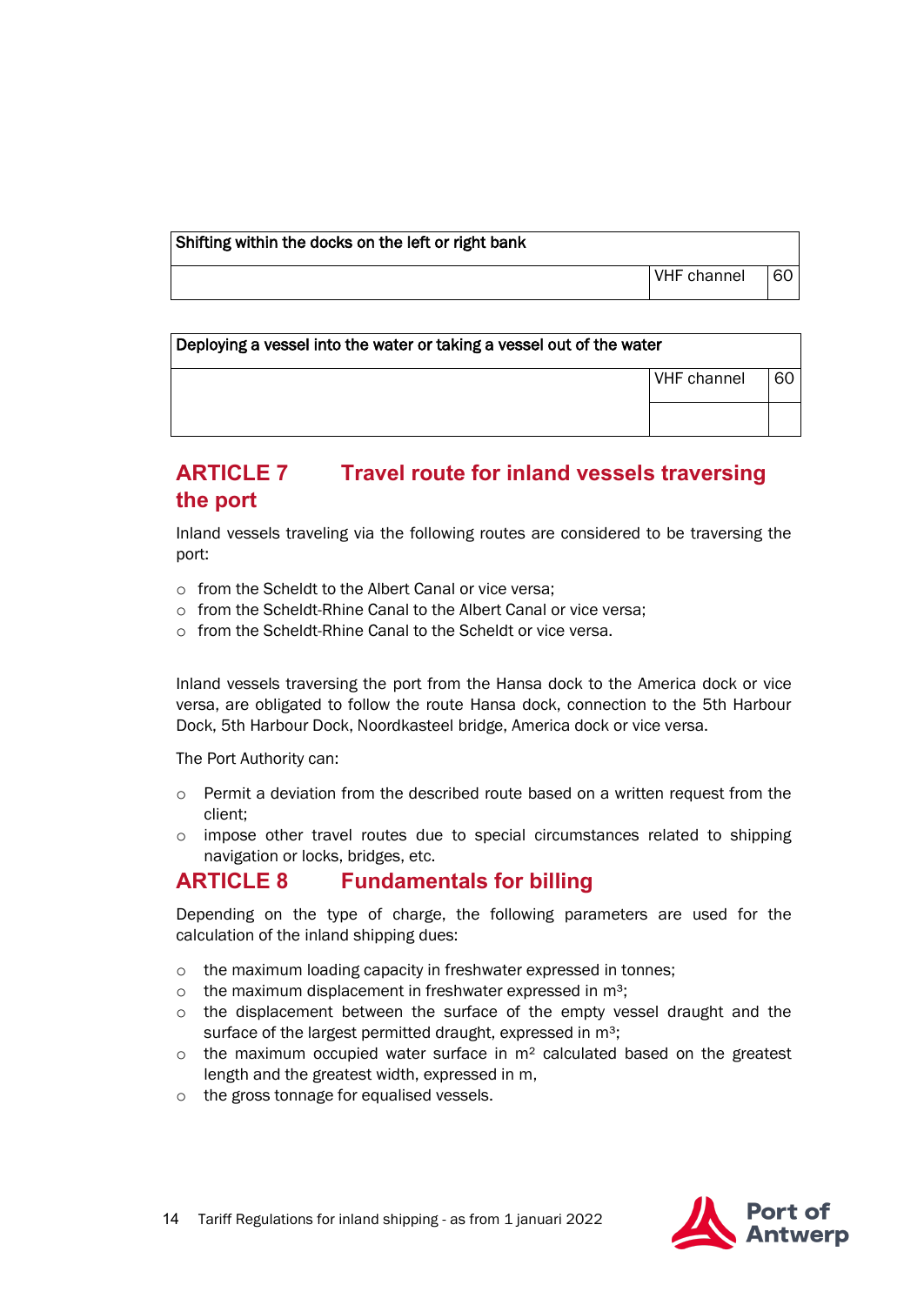| Shifting within the docks on the left or right bank | | |
|---|---|---|
| | VHF channel | 60 |

| Deploying a vessel into the water or taking a vessel out of the water | | |
|---|---|---|
| | VHF channel | 60 |
| | | |

## ARTICLE 7 Travel route for inland vessels traversing the port

Inland vessels traveling via the following routes are considered to be traversing the port:

- from the Scheldt to the Albert Canal or vice versa;
- from the Scheldt-Rhine Canal to the Albert Canal or vice versa;
- from the Scheldt-Rhine Canal to the Scheldt or vice versa.

Inland vessels traversing the port from the Hansa dock to the America dock or vice versa, are obligated to follow the route Hansa dock, connection to the 5th Harbour Dock, 5th Harbour Dock, Noordkasteel bridge, America dock or vice versa.

The Port Authority can:

- Permit a deviation from the described route based on a written request from the client;
- impose other travel routes due to special circumstances related to shipping navigation or locks, bridges, etc.

## ARTICLE 8 Fundamentals for billing

Depending on the type of charge, the following parameters are used for the calculation of the inland shipping dues:

- the maximum loading capacity in freshwater expressed in tonnes;
- the maximum displacement in freshwater expressed in $m^3$;
- the displacement between the surface of the empty vessel draught and the surface of the largest permitted draught, expressed in $m^3$;
- the maximum occupied water surface in $m^2$ calculated based on the greatest length and the greatest width, expressed in m,
- the gross tonnage for equalised vessels.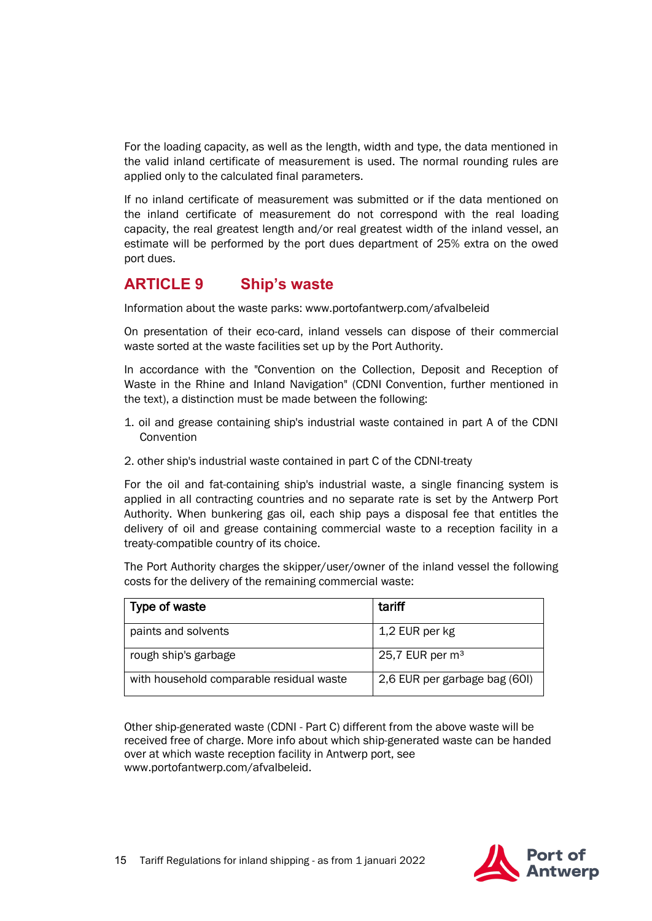For the loading capacity, as well as the length, width and type, the data mentioned in the valid inland certificate of measurement is used. The normal rounding rules are applied only to the calculated final parameters.

If no inland certificate of measurement was submitted or if the data mentioned on the inland certificate of measurement do not correspond with the real loading capacity, the real greatest length and/or real greatest width of the inland vessel, an estimate will be performed by the port dues department of 25% extra on the owed port dues.

## ARTICLE 9 Ship's waste

Information about the waste parks: www.portofantwerp.com/afvalbeleid

On presentation of their eco-card, inland vessels can dispose of their commercial waste sorted at the waste facilities set up by the Port Authority.

In accordance with the "Convention on the Collection, Deposit and Reception of Waste in the Rhine and Inland Navigation" (CDNI Convention, further mentioned in the text), a distinction must be made between the following:

1. oil and grease containing ship's industrial waste contained in part A of the CDNI Convention
2. other ship's industrial waste contained in part C of the CDNI-treaty

For the oil and fat-containing ship's industrial waste, a single financing system is applied in all contracting countries and no separate rate is set by the Antwerp Port Authority. When bunkering gas oil, each ship pays a disposal fee that entitles the delivery of oil and grease containing commercial waste to a reception facility in a treaty-compatible country of its choice.

The Port Authority charges the skipper/user/owner of the inland vessel the following costs for the delivery of the remaining commercial waste:

| Type of waste | tariff |
|---|---|
| paints and solvents | 1,2 EUR per kg |
| rough ship's garbage | 25,7 EUR per $m^3$ |
| with household comparable residual waste | 2,6 EUR per garbage bag (60l) |

Other ship-generated waste (CDNI - Part C) different from the above waste will be received free of charge. More info about which ship-generated waste can be handed over at which waste reception facility in Antwerp port, see www.portofantwerp.com/afvalbeleid.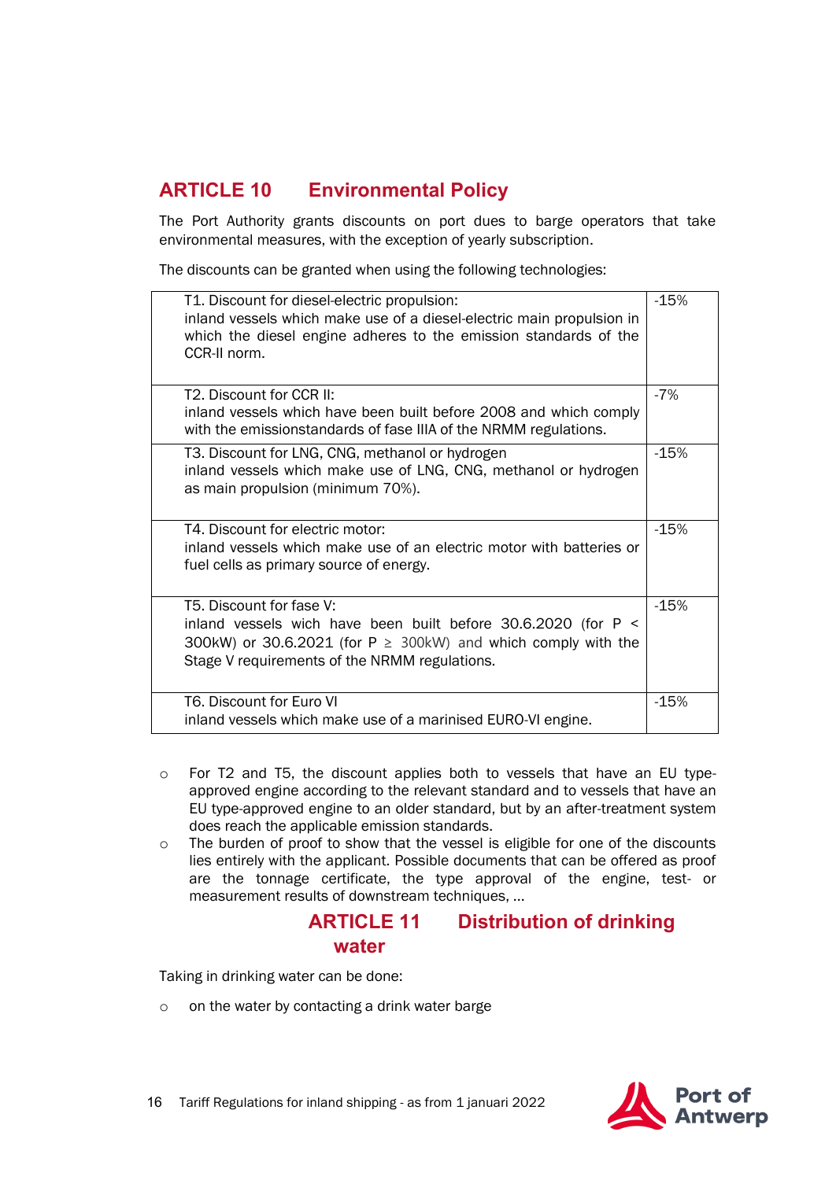## ARTICLE 10 Environmental Policy

The Port Authority grants discounts on port dues to barge operators that take environmental measures, with the exception of yearly subscription.

The discounts can be granted when using the following technologies:

| Technology | Discount |
|---|---|
| T1. Discount for diesel-electric propulsion:<br>inland vessels which make use of a diesel-electric main propulsion in which the diesel engine adheres to the emission standards of the CCR-II norm. | -15% |
| T2. Discount for CCR II:<br>inland vessels which have been built before 2008 and which comply with the emissionstandards of fase IIIA of the NRMM regulations. | -7% |
| T3. Discount for LNG, CNG, methanol or hydrogen<br>inland vessels which make use of LNG, CNG, methanol or hydrogen as main propulsion (minimum 70%). | -15% |
| T4. Discount for electric motor:<br>inland vessels which make use of an electric motor with batteries or fuel cells as primary source of energy. | -15% |
| T5. Discount for fase V:<br>inland vessels wich have been built before 30.6.2020 (for $P < 300kW$) or 30.6.2021 (for $P \geq 300kW$) and which comply with the Stage V requirements of the NRMM regulations. | -15% |
| T6. Discount for Euro VI<br>inland vessels which make use of a marinised EURO-VI engine. | -15% |

- For T2 and T5, the discount applies both to vessels that have an EU type-approved engine according to the relevant standard and to vessels that have an EU type-approved engine to an older standard, but by an after-treatment system does reach the applicable emission standards.
- The burden of proof to show that the vessel is eligible for one of the discounts lies entirely with the applicant. Possible documents that can be offered as proof are the tonnage certificate, the type approval of the engine, test- or measurement results of downstream techniques, ...

## ARTICLE 11 Distribution of drinking water

Taking in drinking water can be done:

- on the water by contacting a drink water barge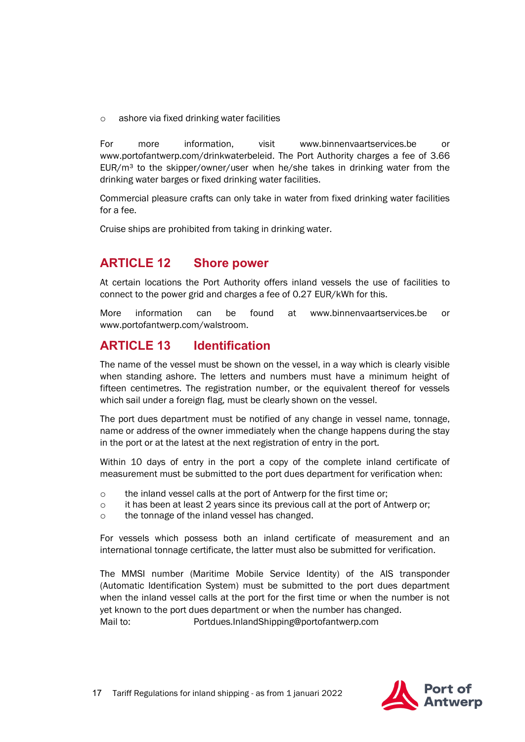- ashore via fixed drinking water facilities

For more information, visit www.binnenvaartservices.be or www.portofantwerp.com/drinkwaterbeleid. The Port Authority charges a fee of 3.66 EUR/m³ to the skipper/owner/user when he/she takes in drinking water from the drinking water barges or fixed drinking water facilities.

Commercial pleasure crafts can only take in water from fixed drinking water facilities for a fee.

Cruise ships are prohibited from taking in drinking water.

## ARTICLE 12 Shore power

At certain locations the Port Authority offers inland vessels the use of facilities to connect to the power grid and charges a fee of 0.27 EUR/kWh for this.

More information can be found at www.binnenvaartservices.be or www.portofantwerp.com/walstroom.

## ARTICLE 13 Identification

The name of the vessel must be shown on the vessel, in a way which is clearly visible when standing ashore. The letters and numbers must have a minimum height of fifteen centimetres. The registration number, or the equivalent thereof for vessels which sail under a foreign flag, must be clearly shown on the vessel.

The port dues department must be notified of any change in vessel name, tonnage, name or address of the owner immediately when the change happens during the stay in the port or at the latest at the next registration of entry in the port.

Within 10 days of entry in the port a copy of the complete inland certificate of measurement must be submitted to the port dues department for verification when:

- the inland vessel calls at the port of Antwerp for the first time or;
- it has been at least 2 years since its previous call at the port of Antwerp or;
- the tonnage of the inland vessel has changed.

For vessels which possess both an inland certificate of measurement and an international tonnage certificate, the latter must also be submitted for verification.

The MMSI number (Maritime Mobile Service Identity) of the AIS transponder (Automatic Identification System) must be submitted to the port dues department when the inland vessel calls at the port for the first time or when the number is not yet known to the port dues department or when the number has changed.
Mail to: Portdues.InlandShipping@portofantwerp.com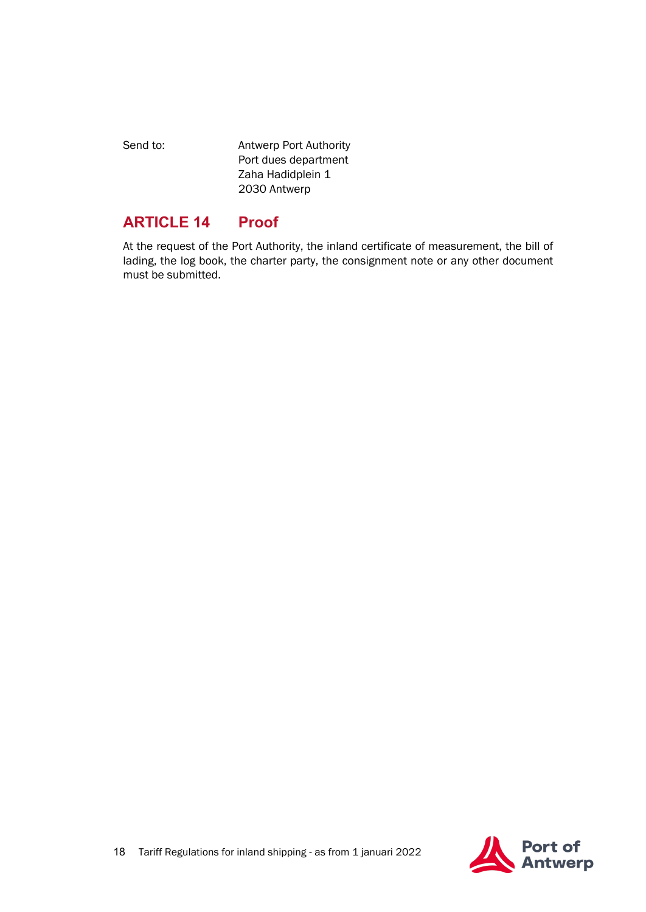Send to: Antwerp Port Authority
Port dues department
Zaha Hadidplein 1
2030 Antwerp

## ARTICLE 14 Proof

At the request of the Port Authority, the inland certificate of measurement, the bill of lading, the log book, the charter party, the consignment note or any other document must be submitted.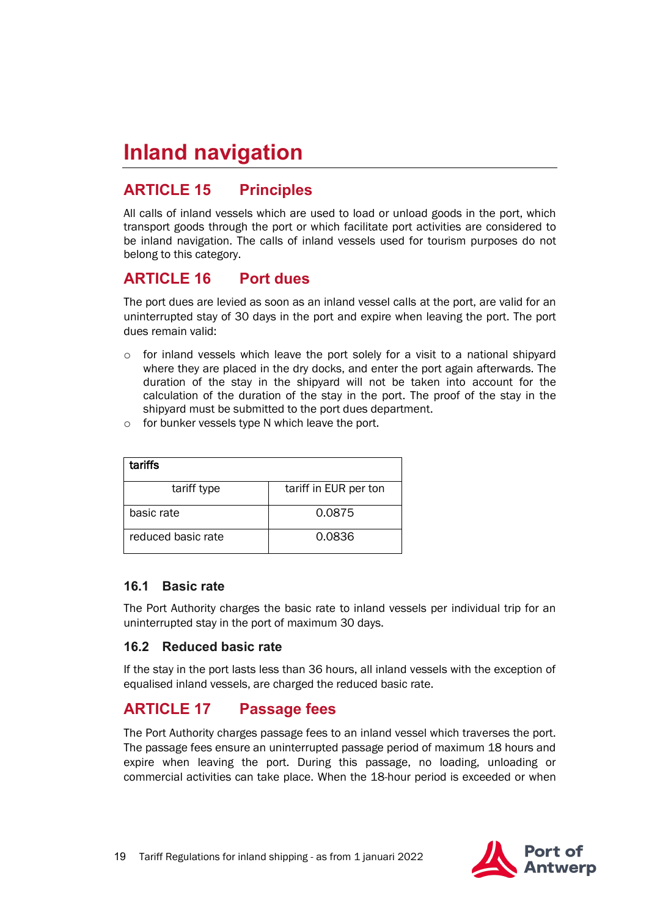# Inland navigation

## ARTICLE 15 Principles

All calls of inland vessels which are used to load or unload goods in the port, which transport goods through the port or which facilitate port activities are considered to be inland navigation. The calls of inland vessels used for tourism purposes do not belong to this category.

## ARTICLE 16 Port dues

The port dues are levied as soon as an inland vessel calls at the port, are valid for an uninterrupted stay of 30 days in the port and expire when leaving the port. The port dues remain valid:

- for inland vessels which leave the port solely for a visit to a national shipyard where they are placed in the dry docks, and enter the port again afterwards. The duration of the stay in the shipyard will not be taken into account for the calculation of the duration of the stay in the port. The proof of the stay in the shipyard must be submitted to the port dues department.
- for bunker vessels type N which leave the port.

| tariffs | |
|---|---|
| tariff type | tariff in EUR per ton |
| basic rate | 0.0875 |
| reduced basic rate | 0.0836 |

### 16.1 Basic rate

The Port Authority charges the basic rate to inland vessels per individual trip for an uninterrupted stay in the port of maximum 30 days.

### 16.2 Reduced basic rate

If the stay in the port lasts less than 36 hours, all inland vessels with the exception of equalised inland vessels, are charged the reduced basic rate.

## ARTICLE 17 Passage fees

The Port Authority charges passage fees to an inland vessel which traverses the port. The passage fees ensure an uninterrupted passage period of maximum 18 hours and expire when leaving the port. During this passage, no loading, unloading or commercial activities can take place. When the 18-hour period is exceeded or when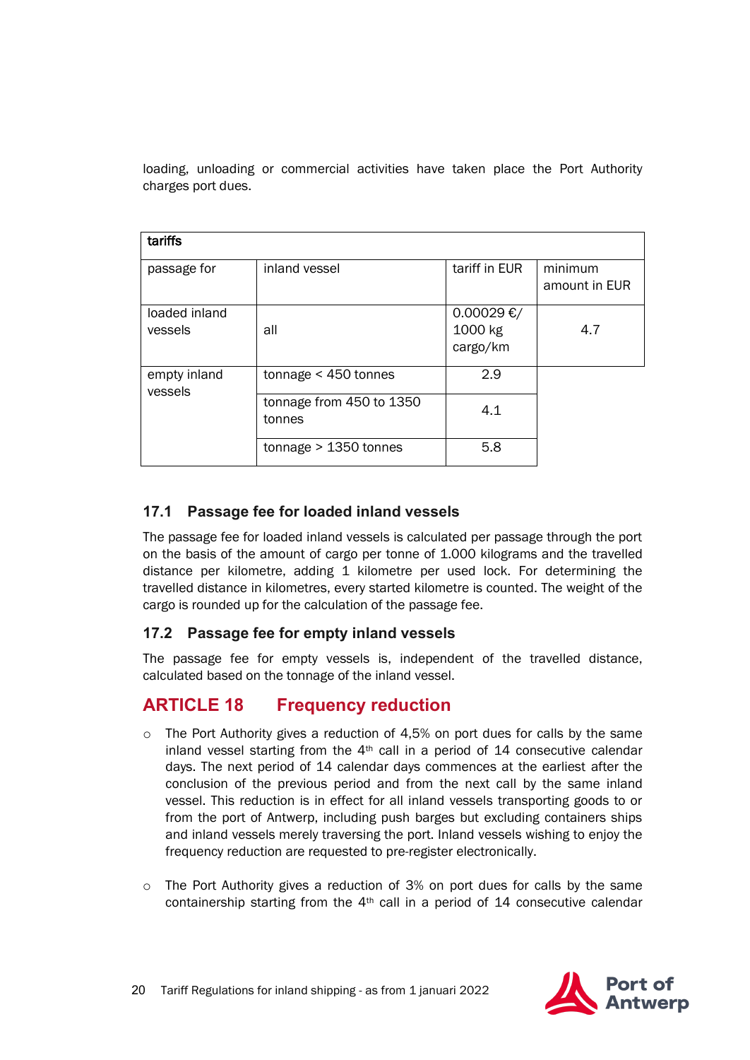loading, unloading or commercial activities have taken place the Port Authority charges port dues.

| tariffs | | | |
|---|---|---|---|
| passage for | inland vessel | tariff in EUR | minimum amount in EUR |
| loaded inland vessels | all | 0.00029 €/ 1000 kg cargo/km | 4.7 |
| empty inland vessels | tonnage < 450 tonnes | 2.9 | |
| | tonnage from 450 to 1350 tonnes | 4.1 | |
| | tonnage > 1350 tonnes | 5.8 | |

### 17.1 Passage fee for loaded inland vessels

The passage fee for loaded inland vessels is calculated per passage through the port on the basis of the amount of cargo per tonne of 1.000 kilograms and the travelled distance per kilometre, adding 1 kilometre per used lock. For determining the travelled distance in kilometres, every started kilometre is counted. The weight of the cargo is rounded up for the calculation of the passage fee.

### 17.2 Passage fee for empty inland vessels

The passage fee for empty vessels is, independent of the travelled distance, calculated based on the tonnage of the inland vessel.

## ARTICLE 18 Frequency reduction

- The Port Authority gives a reduction of 4,5% on port dues for calls by the same inland vessel starting from the 4th call in a period of 14 consecutive calendar days. The next period of 14 calendar days commences at the earliest after the conclusion of the previous period and from the next call by the same inland vessel. This reduction is in effect for all inland vessels transporting goods to or from the port of Antwerp, including push barges but excluding containers ships and inland vessels merely traversing the port. Inland vessels wishing to enjoy the frequency reduction are requested to pre-register electronically.

- The Port Authority gives a reduction of 3% on port dues for calls by the same containership starting from the 4th call in a period of 14 consecutive calendar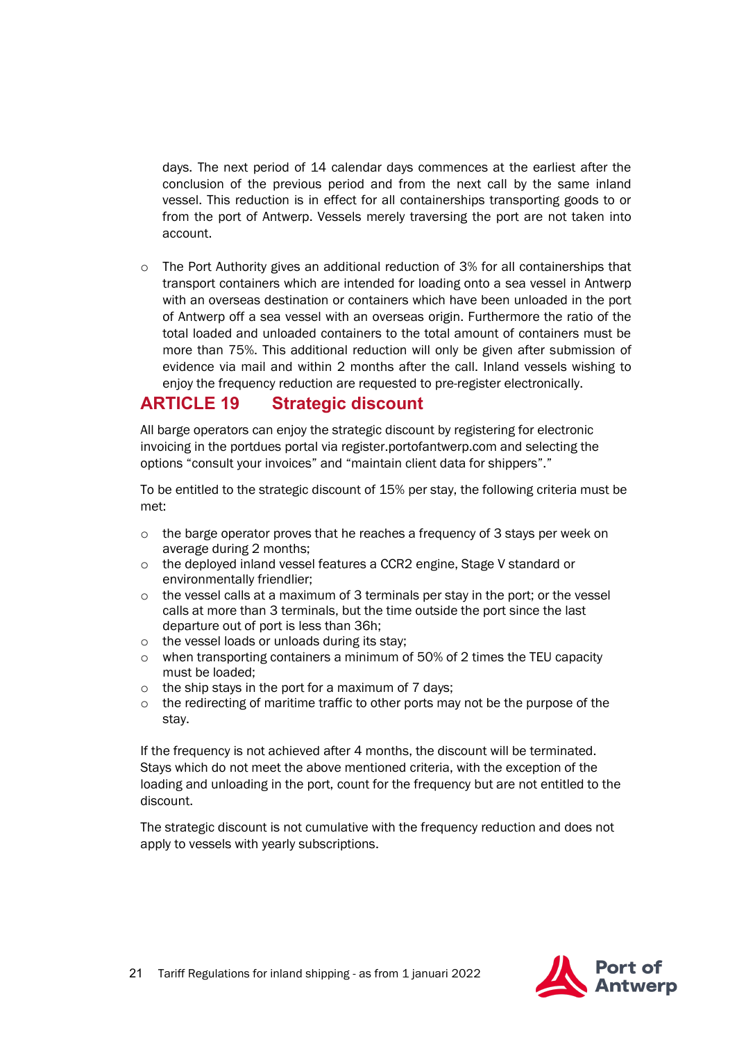days. The next period of 14 calendar days commences at the earliest after the conclusion of the previous period and from the next call by the same inland vessel. This reduction is in effect for all containerships transporting goods to or from the port of Antwerp. Vessels merely traversing the port are not taken into account.

- The Port Authority gives an additional reduction of 3% for all containerships that transport containers which are intended for loading onto a sea vessel in Antwerp with an overseas destination or containers which have been unloaded in the port of Antwerp off a sea vessel with an overseas origin. Furthermore the ratio of the total loaded and unloaded containers to the total amount of containers must be more than 75%. This additional reduction will only be given after submission of evidence via mail and within 2 months after the call. Inland vessels wishing to enjoy the frequency reduction are requested to pre-register electronically.

## ARTICLE 19 Strategic discount

All barge operators can enjoy the strategic discount by registering for electronic invoicing in the portdues portal via register.portofantwerp.com and selecting the options “consult your invoices” and “maintain client data for shippers”.”

To be entitled to the strategic discount of 15% per stay, the following criteria must be met:

- the barge operator proves that he reaches a frequency of 3 stays per week on average during 2 months;
- the deployed inland vessel features a CCR2 engine, Stage V standard or environmentally friendlier;
- the vessel calls at a maximum of 3 terminals per stay in the port; or the vessel calls at more than 3 terminals, but the time outside the port since the last departure out of port is less than 36h;
- the vessel loads or unloads during its stay;
- when transporting containers a minimum of 50% of 2 times the TEU capacity must be loaded;
- the ship stays in the port for a maximum of 7 days;
- the redirecting of maritime traffic to other ports may not be the purpose of the stay.

If the frequency is not achieved after 4 months, the discount will be terminated. Stays which do not meet the above mentioned criteria, with the exception of the loading and unloading in the port, count for the frequency but are not entitled to the discount.

The strategic discount is not cumulative with the frequency reduction and does not apply to vessels with yearly subscriptions.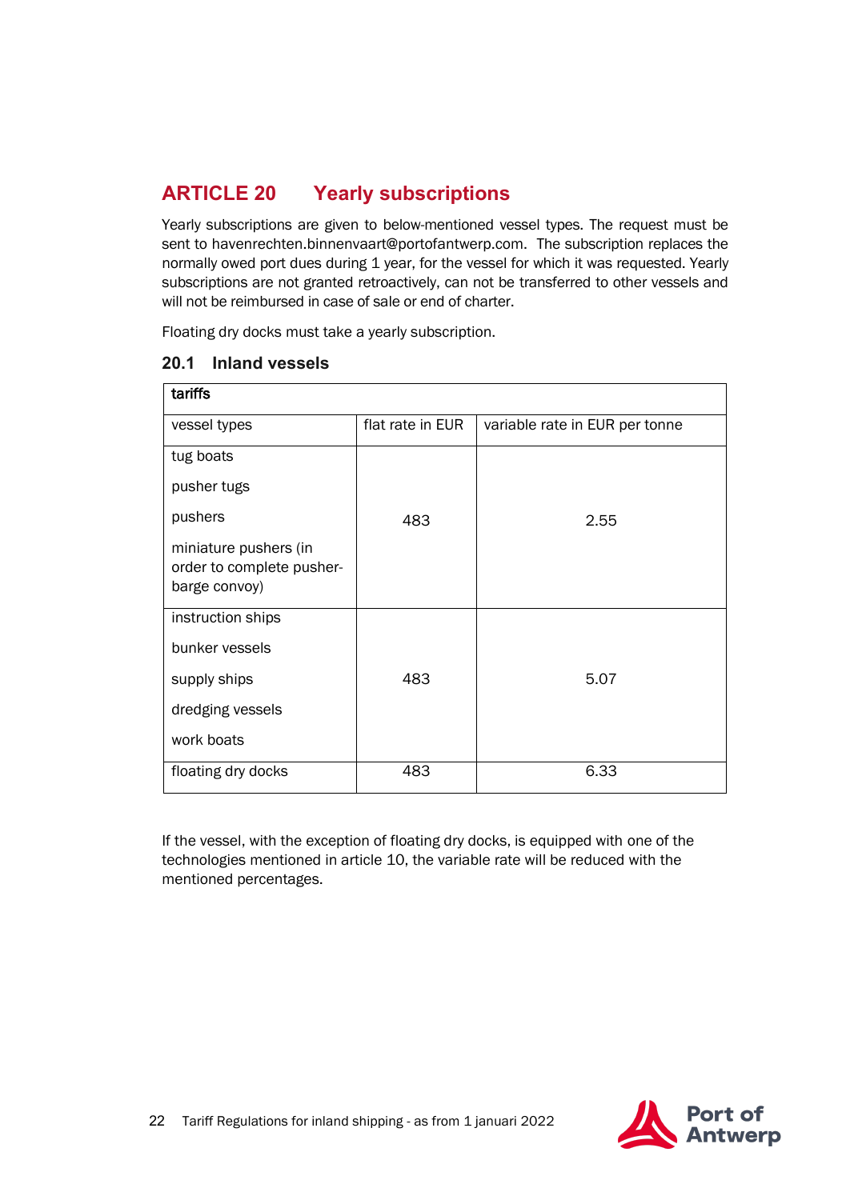## ARTICLE 20 Yearly subscriptions

Yearly subscriptions are given to below-mentioned vessel types. The request must be sent to havenrechten.binnenvaart@portofantwerp.com. The subscription replaces the normally owed port dues during 1 year, for the vessel for which it was requested. Yearly subscriptions are not granted retroactively, can not be transferred to other vessels and will not be reimbursed in case of sale or end of charter.

Floating dry docks must take a yearly subscription.

### 20.1 Inland vessels

| tariffs | | |
|---|---|---|
| vessel types | flat rate in EUR | variable rate in EUR per tonne |
| tug boats<br>pusher tugs<br>pushers<br>miniature pushers (in order to complete pusher-barge convoy) | 483 | 2.55 |
| instruction ships<br>bunker vessels<br>supply ships<br>dredging vessels<br>work boats | 483 | 5.07 |
| floating dry docks | 483 | 6.33 |

If the vessel, with the exception of floating dry docks, is equipped with one of the technologies mentioned in article 10, the variable rate will be reduced with the mentioned percentages.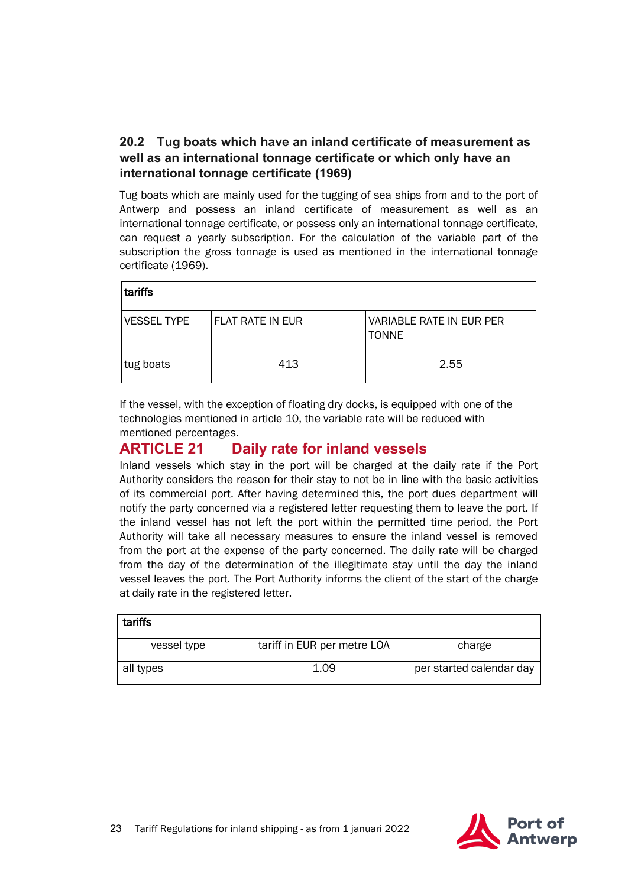### 20.2 Tug boats which have an inland certificate of measurement as well as an international tonnage certificate or which only have an international tonnage certificate (1969)

Tug boats which are mainly used for the tugging of sea ships from and to the port of Antwerp and possess an inland certificate of measurement as well as an international tonnage certificate, or possess only an international tonnage certificate, can request a yearly subscription. For the calculation of the variable part of the subscription the gross tonnage is used as mentioned in the international tonnage certificate (1969).

| tariffs | | |
|---|---|---|
| VESSEL TYPE | FLAT RATE IN EUR | VARIABLE RATE IN EUR PER TONNE |
| tug boats | 413 | 2.55 |

If the vessel, with the exception of floating dry docks, is equipped with one of the technologies mentioned in article 10, the variable rate will be reduced with mentioned percentages.

## ARTICLE 21 Daily rate for inland vessels

Inland vessels which stay in the port will be charged at the daily rate if the Port Authority considers the reason for their stay to not be in line with the basic activities of its commercial port. After having determined this, the port dues department will notify the party concerned via a registered letter requesting them to leave the port. If the inland vessel has not left the port within the permitted time period, the Port Authority will take all necessary measures to ensure the inland vessel is removed from the port at the expense of the party concerned. The daily rate will be charged from the day of the determination of the illegitimate stay until the day the inland vessel leaves the port. The Port Authority informs the client of the start of the charge at daily rate in the registered letter.

| tariffs | | |
|---|---|---|
| vessel type | tariff in EUR per metre LOA | charge |
| all types | 1.09 | per started calendar day |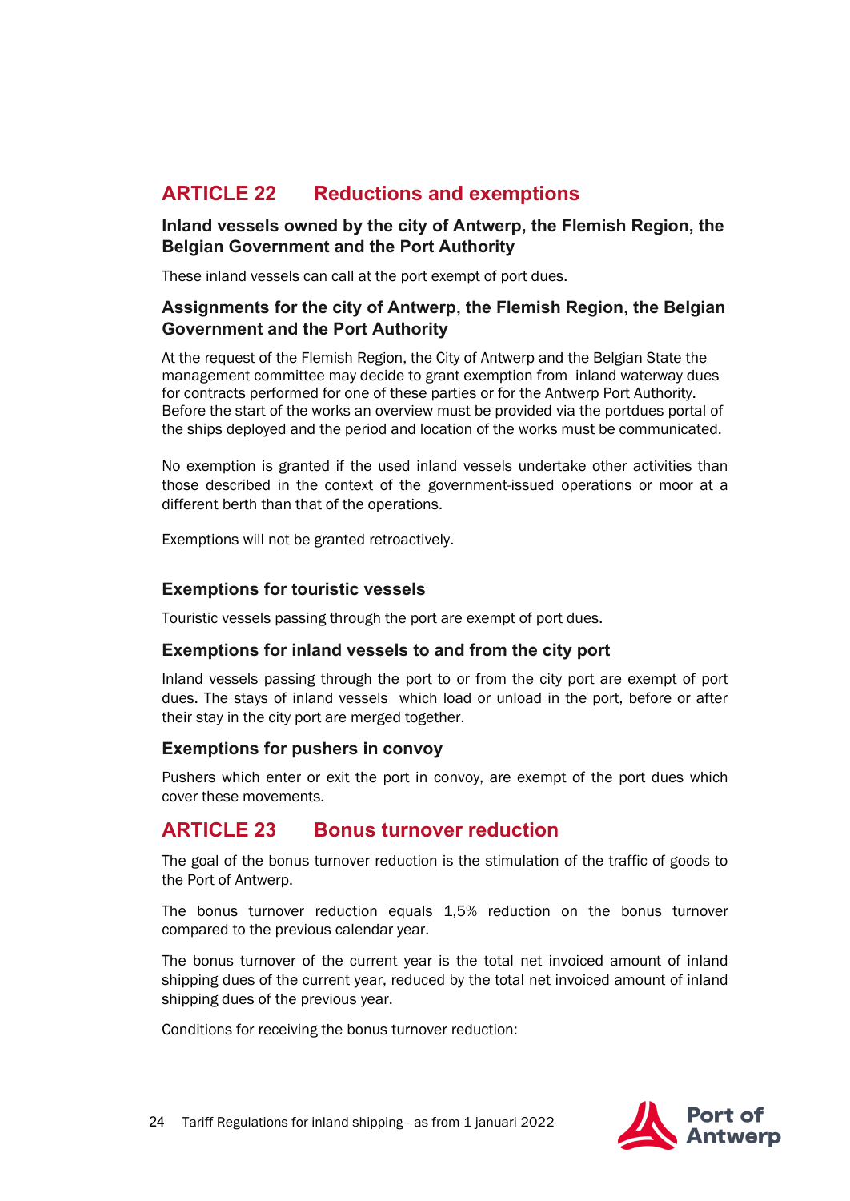## ARTICLE 22 Reductions and exemptions

### Inland vessels owned by the city of Antwerp, the Flemish Region, the Belgian Government and the Port Authority

These inland vessels can call at the port exempt of port dues.

### Assignments for the city of Antwerp, the Flemish Region, the Belgian Government and the Port Authority

At the request of the Flemish Region, the City of Antwerp and the Belgian State the management committee may decide to grant exemption from inland waterway dues for contracts performed for one of these parties or for the Antwerp Port Authority. Before the start of the works an overview must be provided via the portdues portal of the ships deployed and the period and location of the works must be communicated.

No exemption is granted if the used inland vessels undertake other activities than those described in the context of the government-issued operations or moor at a different berth than that of the operations.

Exemptions will not be granted retroactively.

### Exemptions for touristic vessels

Touristic vessels passing through the port are exempt of port dues.

### Exemptions for inland vessels to and from the city port

Inland vessels passing through the port to or from the city port are exempt of port dues. The stays of inland vessels which load or unload in the port, before or after their stay in the city port are merged together.

### Exemptions for pushers in convoy

Pushers which enter or exit the port in convoy, are exempt of the port dues which cover these movements.

## ARTICLE 23 Bonus turnover reduction

The goal of the bonus turnover reduction is the stimulation of the traffic of goods to the Port of Antwerp.

The bonus turnover reduction equals 1,5% reduction on the bonus turnover compared to the previous calendar year.

The bonus turnover of the current year is the total net invoiced amount of inland shipping dues of the current year, reduced by the total net invoiced amount of inland shipping dues of the previous year.

Conditions for receiving the bonus turnover reduction: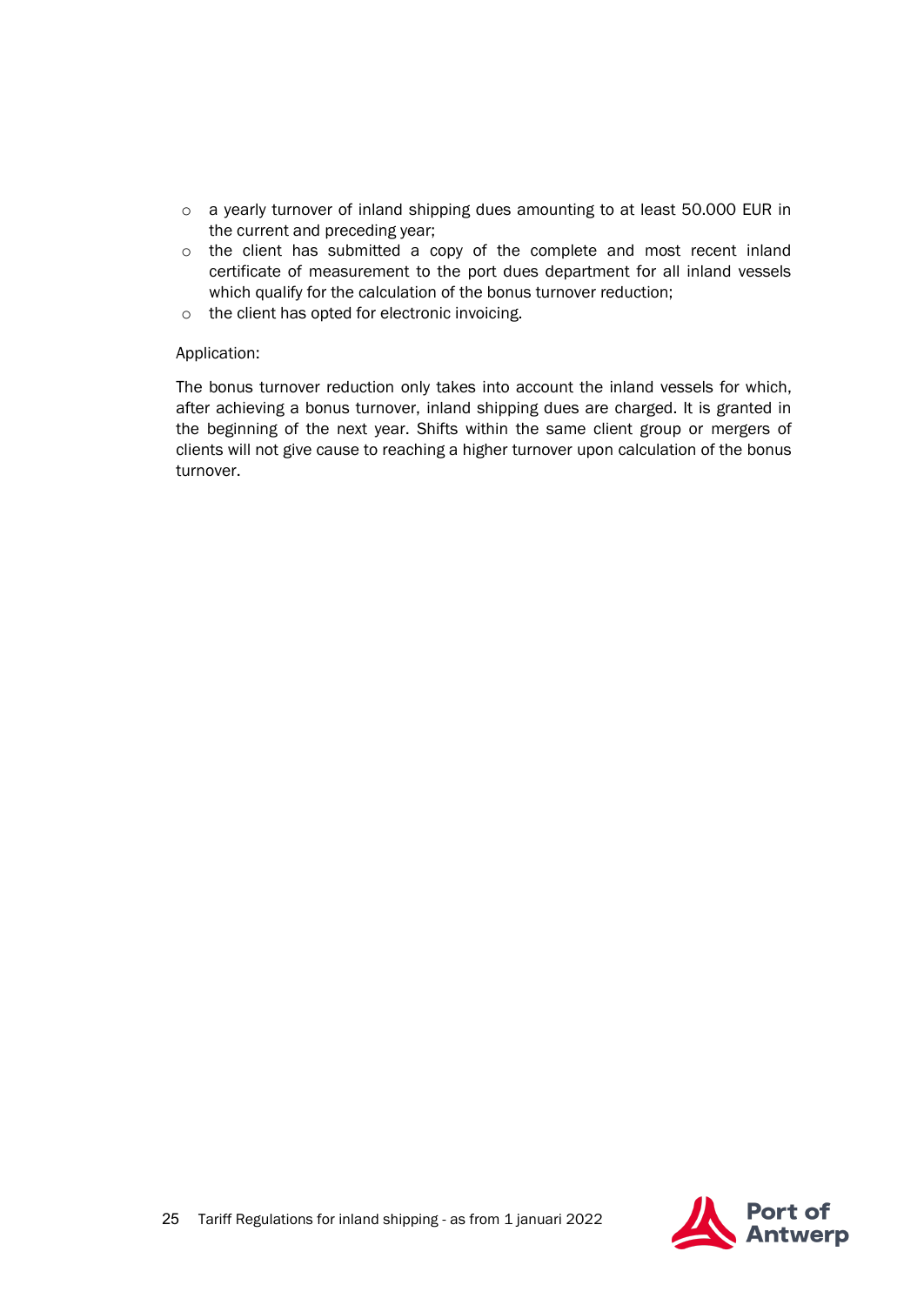- a yearly turnover of inland shipping dues amounting to at least 50.000 EUR in the current and preceding year;
- the client has submitted a copy of the complete and most recent inland certificate of measurement to the port dues department for all inland vessels which qualify for the calculation of the bonus turnover reduction;
- the client has opted for electronic invoicing.

Application:

The bonus turnover reduction only takes into account the inland vessels for which, after achieving a bonus turnover, inland shipping dues are charged. It is granted in the beginning of the next year. Shifts within the same client group or mergers of clients will not give cause to reaching a higher turnover upon calculation of the bonus turnover.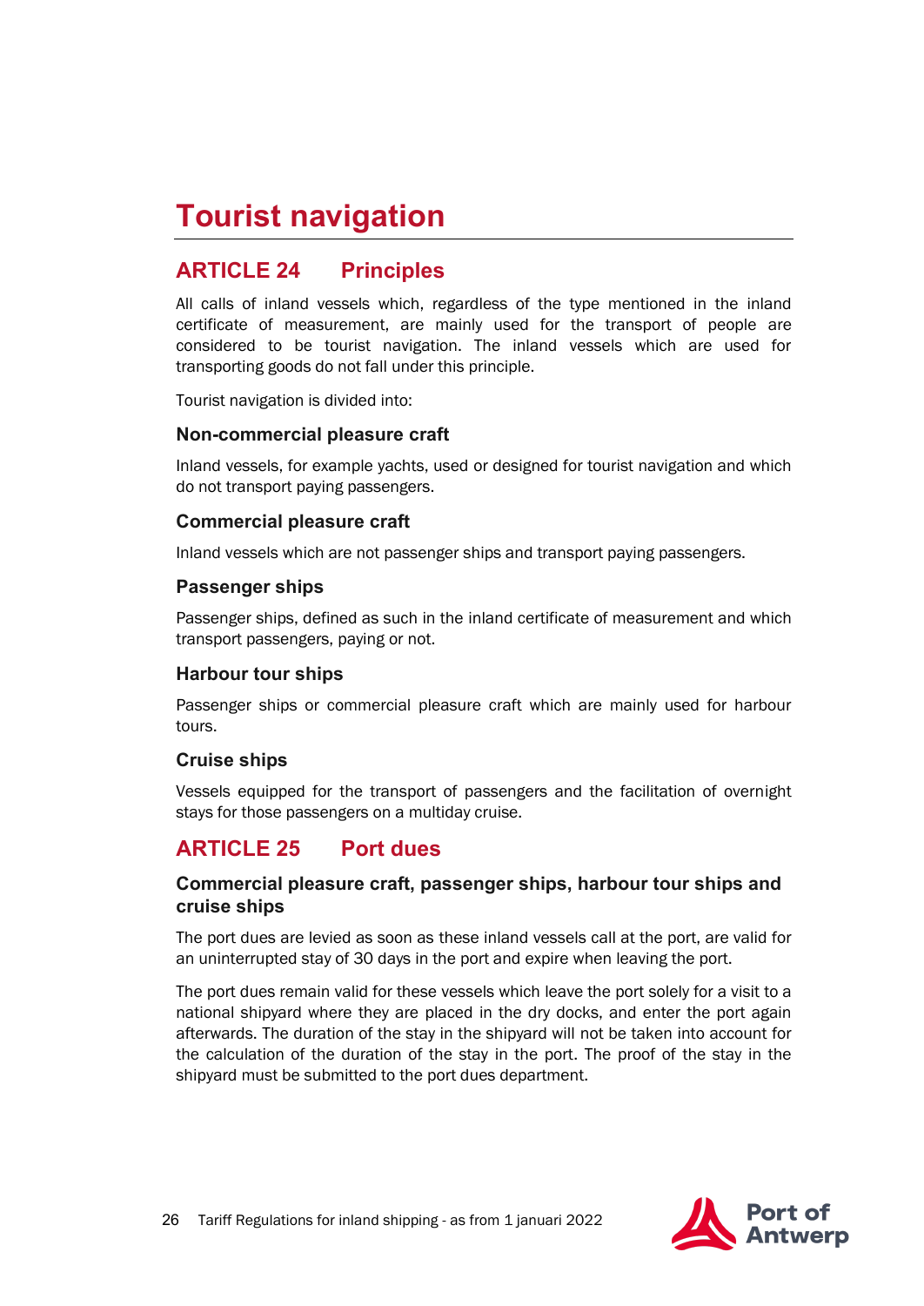# Tourist navigation

## ARTICLE 24 Principles

All calls of inland vessels which, regardless of the type mentioned in the inland certificate of measurement, are mainly used for the transport of people are considered to be tourist navigation. The inland vessels which are used for transporting goods do not fall under this principle.

Tourist navigation is divided into:

### Non-commercial pleasure craft

Inland vessels, for example yachts, used or designed for tourist navigation and which do not transport paying passengers.

### Commercial pleasure craft

Inland vessels which are not passenger ships and transport paying passengers.

### Passenger ships

Passenger ships, defined as such in the inland certificate of measurement and which transport passengers, paying or not.

### Harbour tour ships

Passenger ships or commercial pleasure craft which are mainly used for harbour tours.

### Cruise ships

Vessels equipped for the transport of passengers and the facilitation of overnight stays for those passengers on a multiday cruise.

## ARTICLE 25 Port dues

### Commercial pleasure craft, passenger ships, harbour tour ships and cruise ships

The port dues are levied as soon as these inland vessels call at the port, are valid for an uninterrupted stay of 30 days in the port and expire when leaving the port.

The port dues remain valid for these vessels which leave the port solely for a visit to a national shipyard where they are placed in the dry docks, and enter the port again afterwards. The duration of the stay in the shipyard will not be taken into account for the calculation of the duration of the stay in the port. The proof of the stay in the shipyard must be submitted to the port dues department.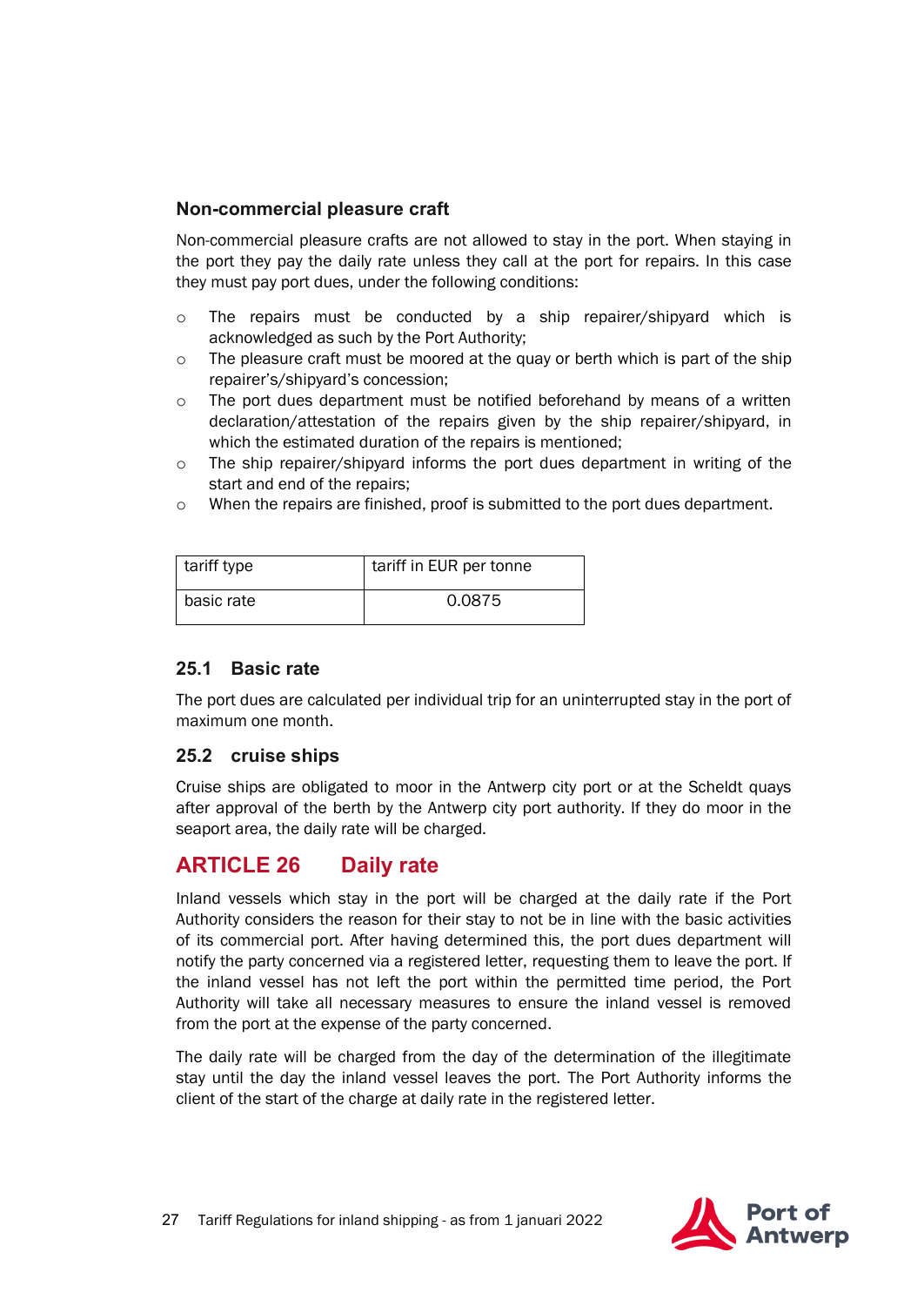### Non-commercial pleasure craft

Non-commercial pleasure crafts are not allowed to stay in the port. When staying in the port they pay the daily rate unless they call at the port for repairs. In this case they must pay port dues, under the following conditions:

- The repairs must be conducted by a ship repairer/shipyard which is acknowledged as such by the Port Authority;
- The pleasure craft must be moored at the quay or berth which is part of the ship repairer's/shipyard's concession;
- The port dues department must be notified beforehand by means of a written declaration/attestation of the repairs given by the ship repairer/shipyard, in which the estimated duration of the repairs is mentioned;
- The ship repairer/shipyard informs the port dues department in writing of the start and end of the repairs;
- When the repairs are finished, proof is submitted to the port dues department.

| tariff type | tariff in EUR per tonne |
|---|---|
| basic rate | 0.0875 |

### 25.1 Basic rate

The port dues are calculated per individual trip for an uninterrupted stay in the port of maximum one month.

### 25.2 cruise ships

Cruise ships are obligated to moor in the Antwerp city port or at the Scheldt quays after approval of the berth by the Antwerp city port authority. If they do moor in the seaport area, the daily rate will be charged.

## ARTICLE 26 Daily rate

Inland vessels which stay in the port will be charged at the daily rate if the Port Authority considers the reason for their stay to not be in line with the basic activities of its commercial port. After having determined this, the port dues department will notify the party concerned via a registered letter, requesting them to leave the port. If the inland vessel has not left the port within the permitted time period, the Port Authority will take all necessary measures to ensure the inland vessel is removed from the port at the expense of the party concerned.

The daily rate will be charged from the day of the determination of the illegitimate stay until the day the inland vessel leaves the port. The Port Authority informs the client of the start of the charge at daily rate in the registered letter.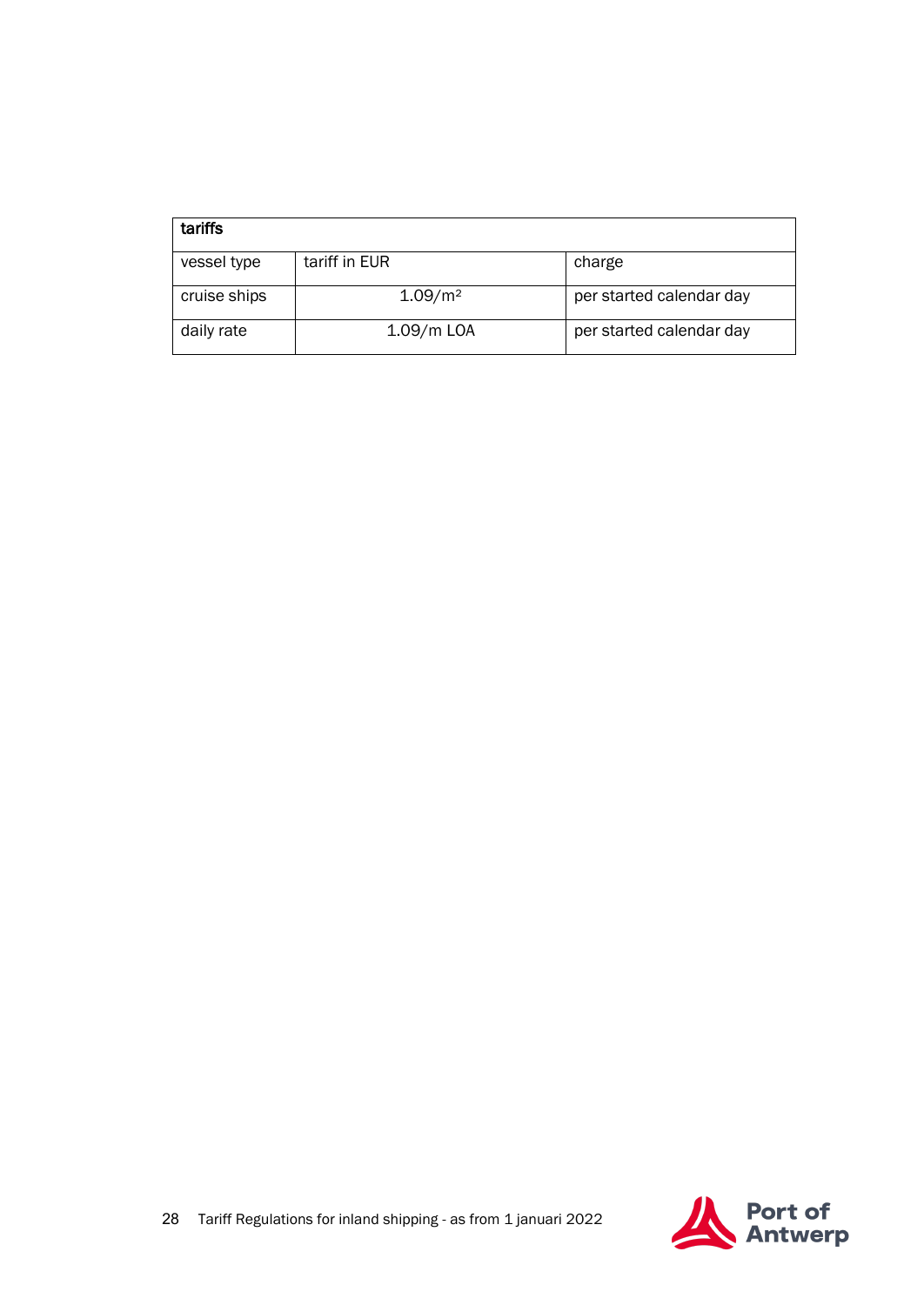| tariffs | | |
|---|---|---|
| vessel type | tariff in EUR | charge |
| cruise ships | 1.09/m² | per started calendar day |
| daily rate | 1.09/m LOA | per started calendar day |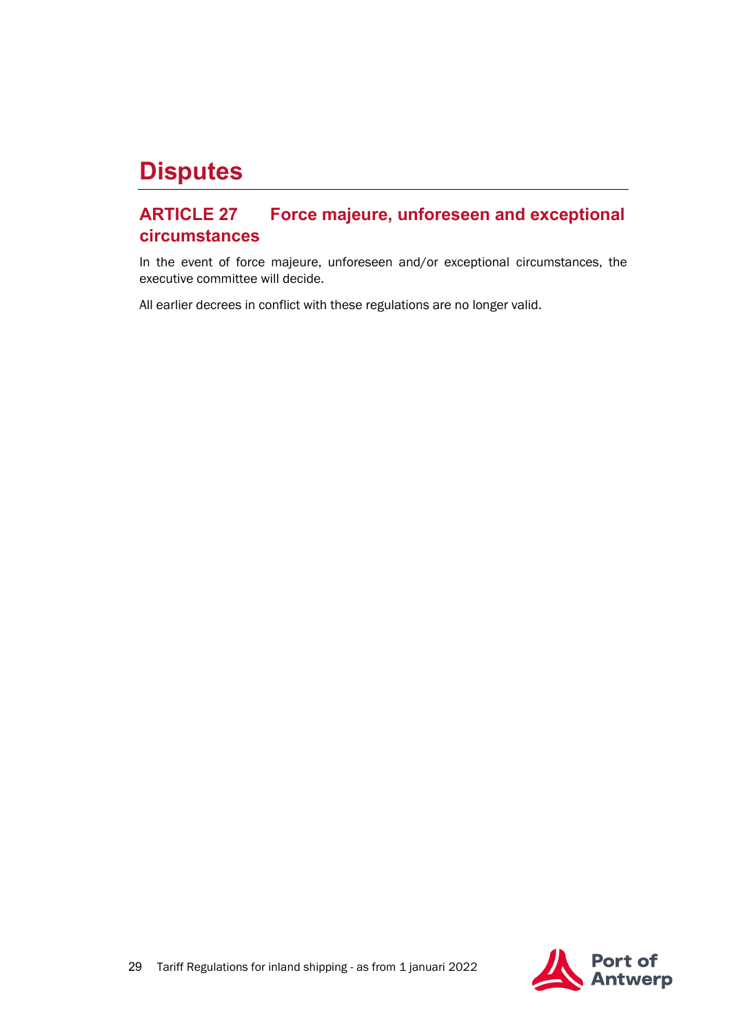# Disputes

## ARTICLE 27 Force majeure, unforeseen and exceptional circumstances

In the event of force majeure, unforeseen and/or exceptional circumstances, the executive committee will decide.

All earlier decrees in conflict with these regulations are no longer valid.